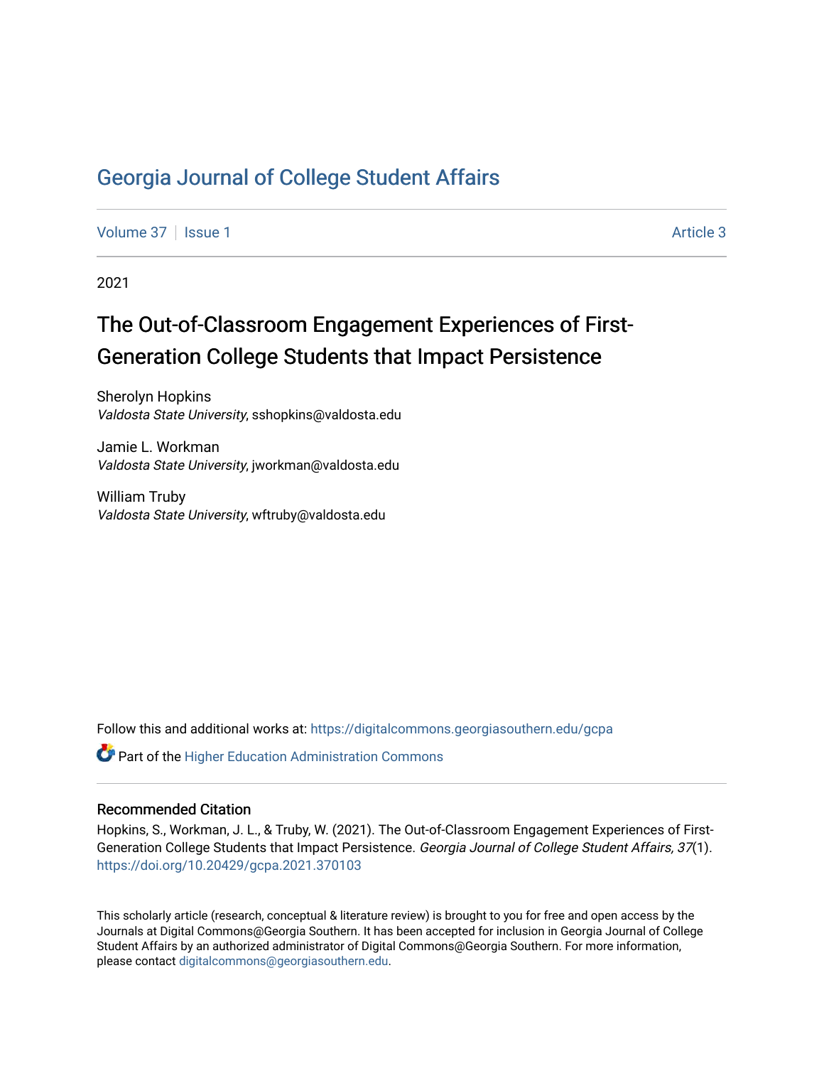# Georgia Journal of College Student Affairs

Volume 37 | Issue 1 — Article 3

2021

## The Out-of-Classroom Engagement Experiences of First-Generation College Students that Impact Persistence

Sherolyn Hopkins
*Valdosta State University*, sshopkins@valdosta.edu

Jamie L. Workman
*Valdosta State University*, jworkman@valdosta.edu

William Truby
*Valdosta State University*, wftruby@valdosta.edu

Follow this and additional works at: https://digitalcommons.georgiasouthern.edu/gcpa

Part of the Higher Education Administration Commons

### Recommended Citation

Hopkins, S., Workman, J. L., & Truby, W. (2021). The Out-of-Classroom Engagement Experiences of First-Generation College Students that Impact Persistence. *Georgia Journal of College Student Affairs, 37*(1). https://doi.org/10.20429/gcpa.2021.370103

This scholarly article (research, conceptual & literature review) is brought to you for free and open access by the Journals at Digital Commons@Georgia Southern. It has been accepted for inclusion in Georgia Journal of College Student Affairs by an authorized administrator of Digital Commons@Georgia Southern. For more information, please contact digitalcommons@georgiasouthern.edu.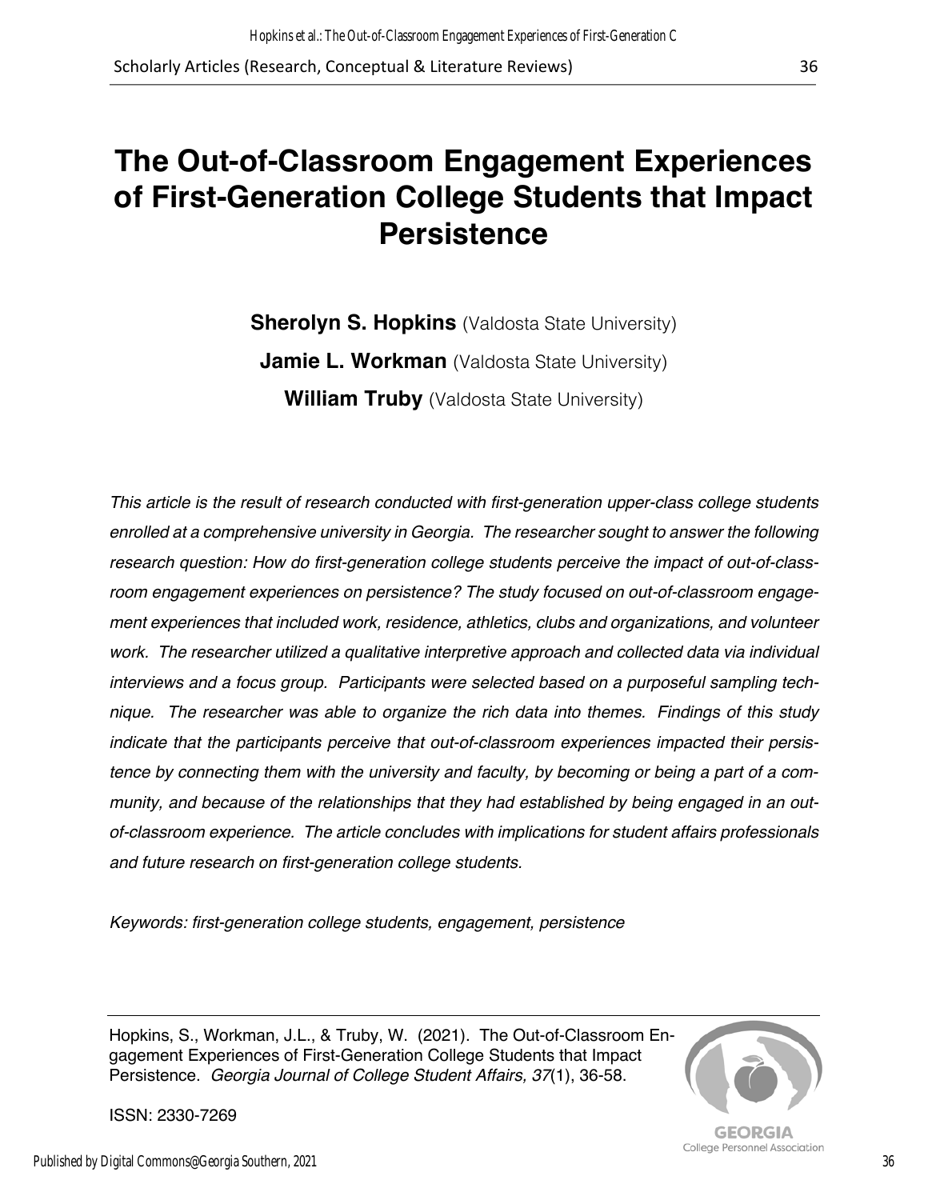# The Out-of-Classroom Engagement Experiences of First-Generation College Students that Impact Persistence

**Sherolyn S. Hopkins** (Valdosta State University)

**Jamie L. Workman** (Valdosta State University)

**William Truby** (Valdosta State University)

*This article is the result of research conducted with first-generation upper-class college students enrolled at a comprehensive university in Georgia. The researcher sought to answer the following research question: How do first-generation college students perceive the impact of out-of-classroom engagement experiences on persistence? The study focused on out-of-classroom engagement experiences that included work, residence, athletics, clubs and organizations, and volunteer work. The researcher utilized a qualitative interpretive approach and collected data via individual interviews and a focus group. Participants were selected based on a purposeful sampling technique. The researcher was able to organize the rich data into themes. Findings of this study indicate that the participants perceive that out-of-classroom experiences impacted their persistence by connecting them with the university and faculty, by becoming or being a part of a community, and because of the relationships that they had established by being engaged in an out-of-classroom experience. The article concludes with implications for student affairs professionals and future research on first-generation college students.*

*Keywords: first-generation college students, engagement, persistence*

---

Hopkins, S., Workman, J.L., & Truby, W. (2021). The Out-of-Classroom Engagement Experiences of First-Generation College Students that Impact Persistence. *Georgia Journal of College Student Affairs, 37*(1), 36-58.

ISSN: 2330-7269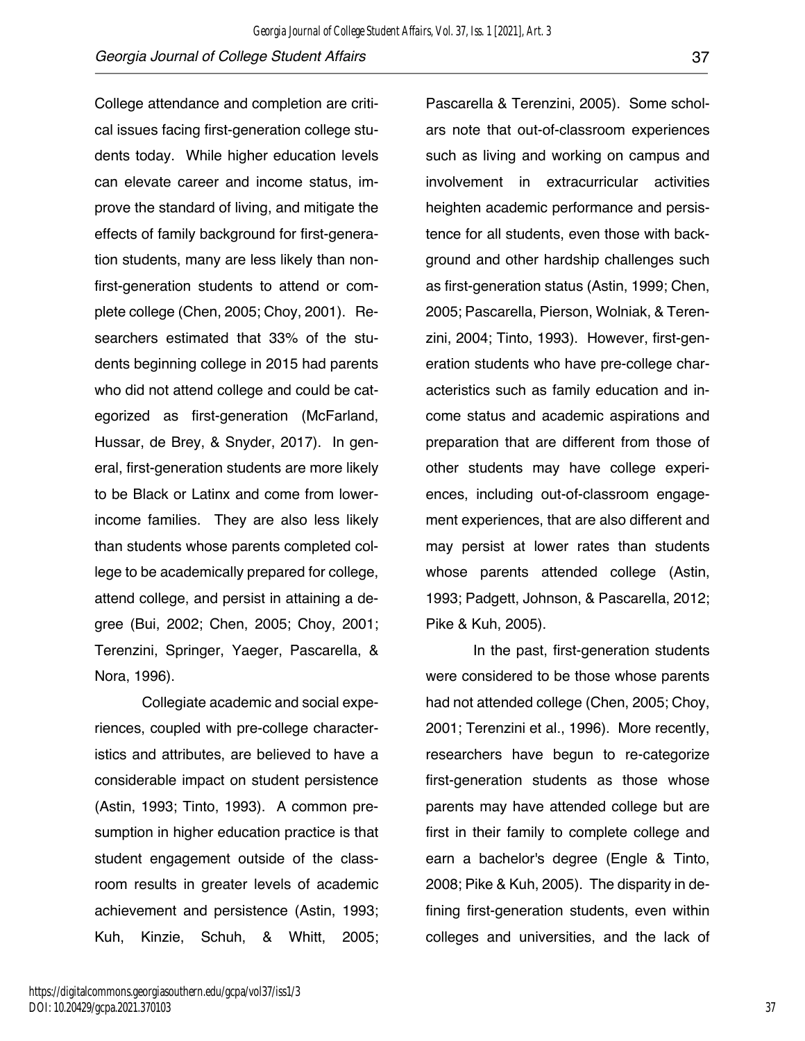College attendance and completion are critical issues facing first-generation college students today. While higher education levels can elevate career and income status, improve the standard of living, and mitigate the effects of family background for first-generation students, many are less likely than non-first-generation students to attend or complete college (Chen, 2005; Choy, 2001). Researchers estimated that 33% of the students beginning college in 2015 had parents who did not attend college and could be categorized as first-generation (McFarland, Hussar, de Brey, & Snyder, 2017). In general, first-generation students are more likely to be Black or Latinx and come from lower-income families. They are also less likely than students whose parents completed college to be academically prepared for college, attend college, and persist in attaining a degree (Bui, 2002; Chen, 2005; Choy, 2001; Terenzini, Springer, Yaeger, Pascarella, & Nora, 1996).

Collegiate academic and social experiences, coupled with pre-college characteristics and attributes, are believed to have a considerable impact on student persistence (Astin, 1993; Tinto, 1993). A common presumption in higher education practice is that student engagement outside of the classroom results in greater levels of academic achievement and persistence (Astin, 1993; Kuh, Kinzie, Schuh, & Whitt, 2005; Pascarella & Terenzini, 2005). Some scholars note that out-of-classroom experiences such as living and working on campus and involvement in extracurricular activities heighten academic performance and persistence for all students, even those with background and other hardship challenges such as first-generation status (Astin, 1999; Chen, 2005; Pascarella, Pierson, Wolniak, & Terenzini, 2004; Tinto, 1993). However, first-generation students who have pre-college characteristics such as family education and income status and academic aspirations and preparation that are different from those of other students may have college experiences, including out-of-classroom engagement experiences, that are also different and may persist at lower rates than students whose parents attended college (Astin, 1993; Padgett, Johnson, & Pascarella, 2012; Pike & Kuh, 2005).

In the past, first-generation students were considered to be those whose parents had not attended college (Chen, 2005; Choy, 2001; Terenzini et al., 1996). More recently, researchers have begun to re-categorize first-generation students as those whose parents may have attended college but are first in their family to complete college and earn a bachelor's degree (Engle & Tinto, 2008; Pike & Kuh, 2005). The disparity in defining first-generation students, even within colleges and universities, and the lack of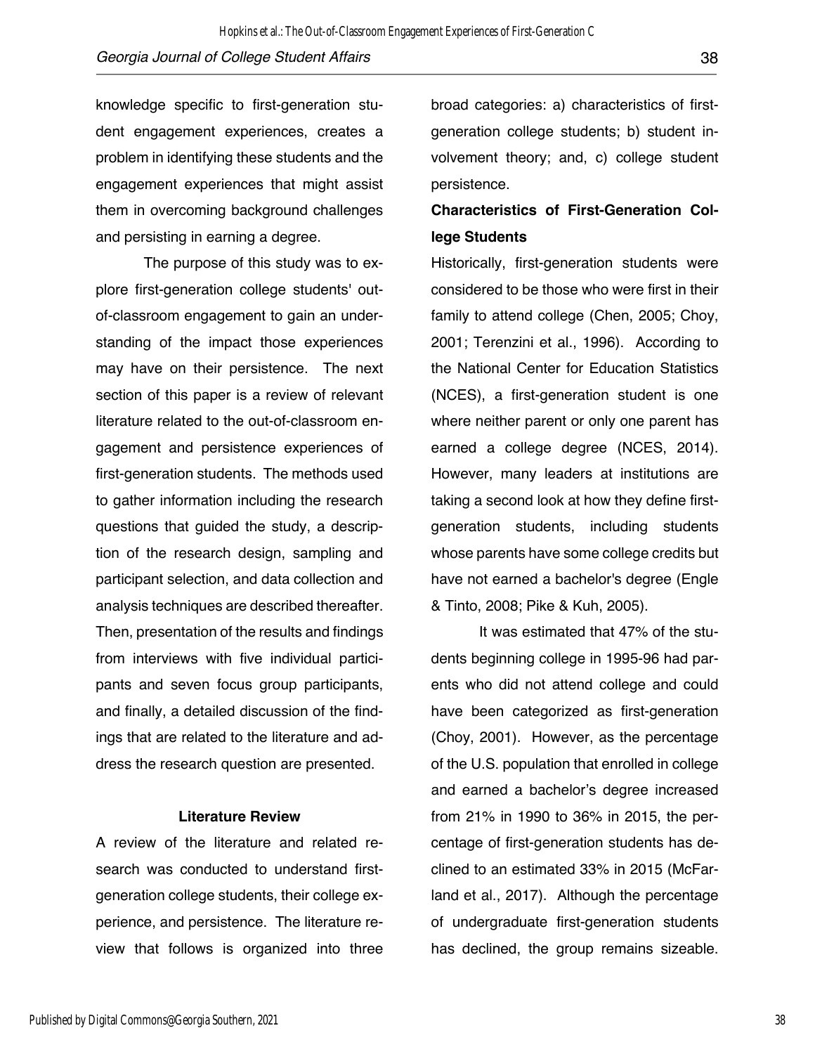knowledge specific to first-generation student engagement experiences, creates a problem in identifying these students and the engagement experiences that might assist them in overcoming background challenges and persisting in earning a degree.

The purpose of this study was to explore first-generation college students' out-of-classroom engagement to gain an understanding of the impact those experiences may have on their persistence. The next section of this paper is a review of relevant literature related to the out-of-classroom engagement and persistence experiences of first-generation students. The methods used to gather information including the research questions that guided the study, a description of the research design, sampling and participant selection, and data collection and analysis techniques are described thereafter. Then, presentation of the results and findings from interviews with five individual participants and seven focus group participants, and finally, a detailed discussion of the findings that are related to the literature and address the research question are presented.

## Literature Review

A review of the literature and related research was conducted to understand first-generation college students, their college experience, and persistence. The literature review that follows is organized into three broad categories: a) characteristics of first-generation college students; b) student involvement theory; and, c) college student persistence.

### Characteristics of First-Generation College Students

Historically, first-generation students were considered to be those who were first in their family to attend college (Chen, 2005; Choy, 2001; Terenzini et al., 1996). According to the National Center for Education Statistics (NCES), a first-generation student is one where neither parent or only one parent has earned a college degree (NCES, 2014). However, many leaders at institutions are taking a second look at how they define first-generation students, including students whose parents have some college credits but have not earned a bachelor's degree (Engle & Tinto, 2008; Pike & Kuh, 2005).

It was estimated that 47% of the students beginning college in 1995-96 had parents who did not attend college and could have been categorized as first-generation (Choy, 2001). However, as the percentage of the U.S. population that enrolled in college and earned a bachelor's degree increased from 21% in 1990 to 36% in 2015, the percentage of first-generation students has declined to an estimated 33% in 2015 (McFarland et al., 2017). Although the percentage of undergraduate first-generation students has declined, the group remains sizeable.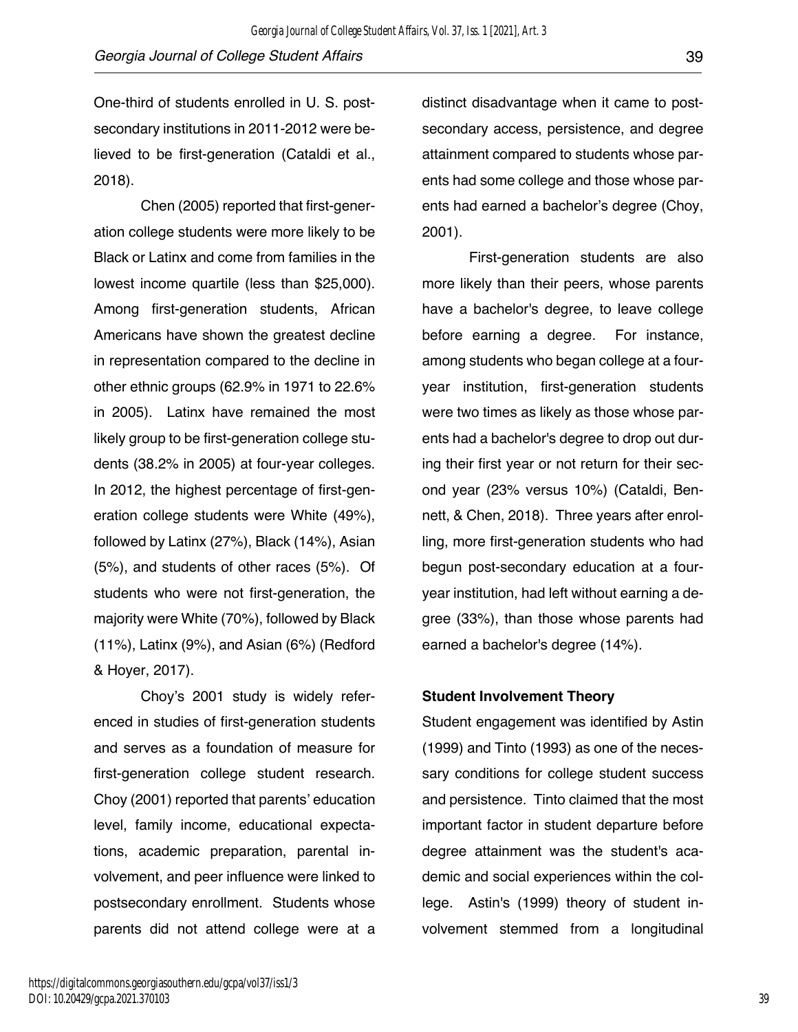One-third of students enrolled in U. S. post-secondary institutions in 2011-2012 were believed to be first-generation (Cataldi et al., 2018).

Chen (2005) reported that first-generation college students were more likely to be Black or Latinx and come from families in the lowest income quartile (less than $25,000). Among first-generation students, African Americans have shown the greatest decline in representation compared to the decline in other ethnic groups (62.9% in 1971 to 22.6% in 2005). Latinx have remained the most likely group to be first-generation college students (38.2% in 2005) at four-year colleges. In 2012, the highest percentage of first-generation college students were White (49%), followed by Latinx (27%), Black (14%), Asian (5%), and students of other races (5%). Of students who were not first-generation, the majority were White (70%), followed by Black (11%), Latinx (9%), and Asian (6%) (Redford & Hoyer, 2017).

Choy's 2001 study is widely referenced in studies of first-generation students and serves as a foundation of measure for first-generation college student research. Choy (2001) reported that parents' education level, family income, educational expectations, academic preparation, parental involvement, and peer influence were linked to postsecondary enrollment. Students whose parents did not attend college were at a distinct disadvantage when it came to post-secondary access, persistence, and degree attainment compared to students whose parents had some college and those whose parents had earned a bachelor's degree (Choy, 2001).

First-generation students are also more likely than their peers, whose parents have a bachelor's degree, to leave college before earning a degree. For instance, among students who began college at a four-year institution, first-generation students were two times as likely as those whose parents had a bachelor's degree to drop out during their first year or not return for their second year (23% versus 10%) (Cataldi, Bennett, & Chen, 2018). Three years after enrolling, more first-generation students who had begun post-secondary education at a four-year institution, had left without earning a degree (33%), than those whose parents had earned a bachelor's degree (14%).

**Student Involvement Theory**

Student engagement was identified by Astin (1999) and Tinto (1993) as one of the necessary conditions for college student success and persistence. Tinto claimed that the most important factor in student departure before degree attainment was the student's academic and social experiences within the college. Astin's (1999) theory of student involvement stemmed from a longitudinal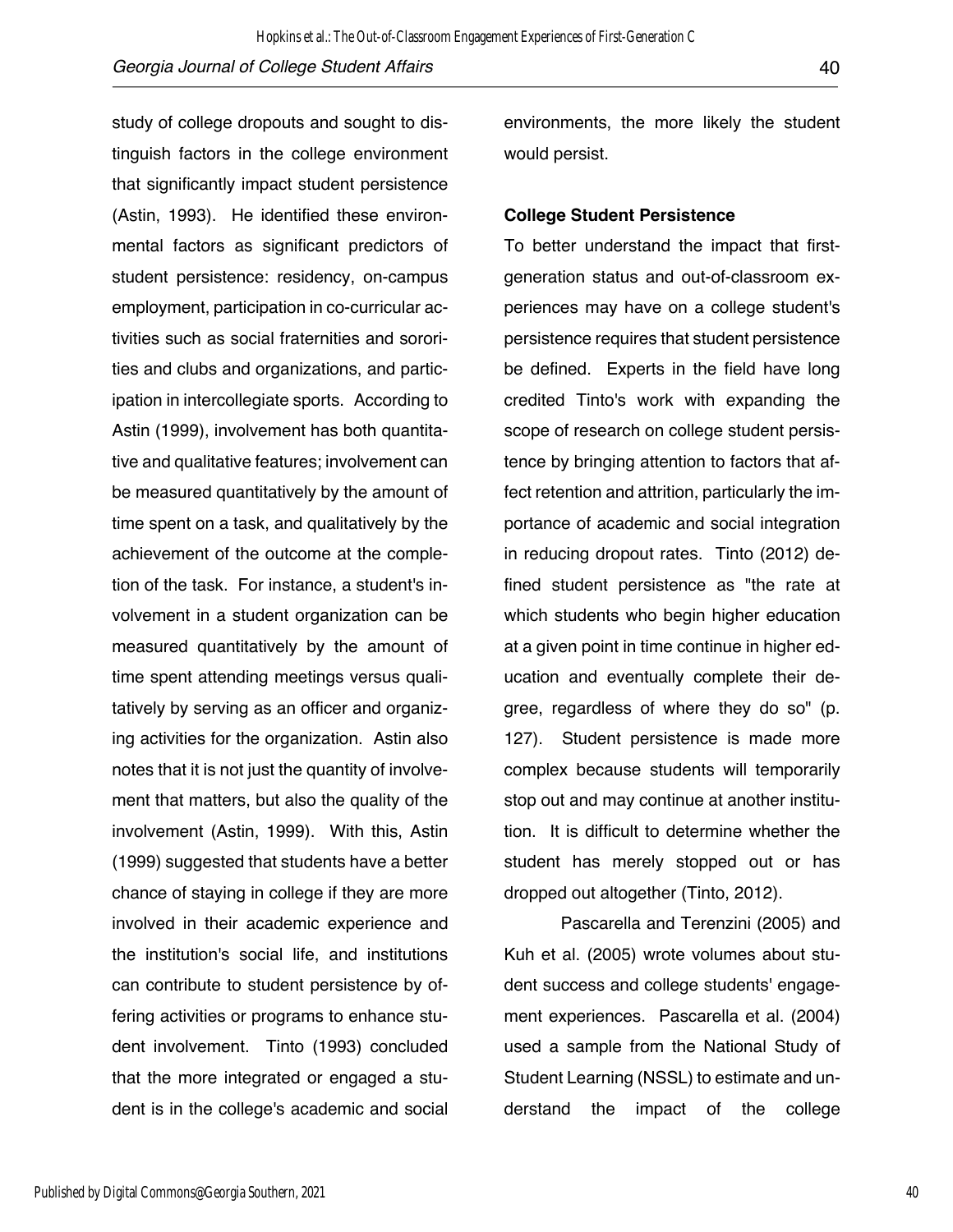study of college dropouts and sought to distinguish factors in the college environment that significantly impact student persistence (Astin, 1993). He identified these environmental factors as significant predictors of student persistence: residency, on-campus employment, participation in co-curricular activities such as social fraternities and sororities and clubs and organizations, and participation in intercollegiate sports. According to Astin (1999), involvement has both quantitative and qualitative features; involvement can be measured quantitatively by the amount of time spent on a task, and qualitatively by the achievement of the outcome at the completion of the task. For instance, a student's involvement in a student organization can be measured quantitatively by the amount of time spent attending meetings versus qualitatively by serving as an officer and organizing activities for the organization. Astin also notes that it is not just the quantity of involvement that matters, but also the quality of the involvement (Astin, 1999). With this, Astin (1999) suggested that students have a better chance of staying in college if they are more involved in their academic experience and the institution's social life, and institutions can contribute to student persistence by offering activities or programs to enhance student involvement. Tinto (1993) concluded that the more integrated or engaged a student is in the college's academic and social environments, the more likely the student would persist.

**College Student Persistence**

To better understand the impact that first-generation status and out-of-classroom experiences may have on a college student's persistence requires that student persistence be defined. Experts in the field have long credited Tinto's work with expanding the scope of research on college student persistence by bringing attention to factors that affect retention and attrition, particularly the importance of academic and social integration in reducing dropout rates. Tinto (2012) defined student persistence as "the rate at which students who begin higher education at a given point in time continue in higher education and eventually complete their degree, regardless of where they do so" (p. 127). Student persistence is made more complex because students will temporarily stop out and may continue at another institution. It is difficult to determine whether the student has merely stopped out or has dropped out altogether (Tinto, 2012).

Pascarella and Terenzini (2005) and Kuh et al. (2005) wrote volumes about student success and college students' engagement experiences. Pascarella et al. (2004) used a sample from the National Study of Student Learning (NSSL) to estimate and understand the impact of the college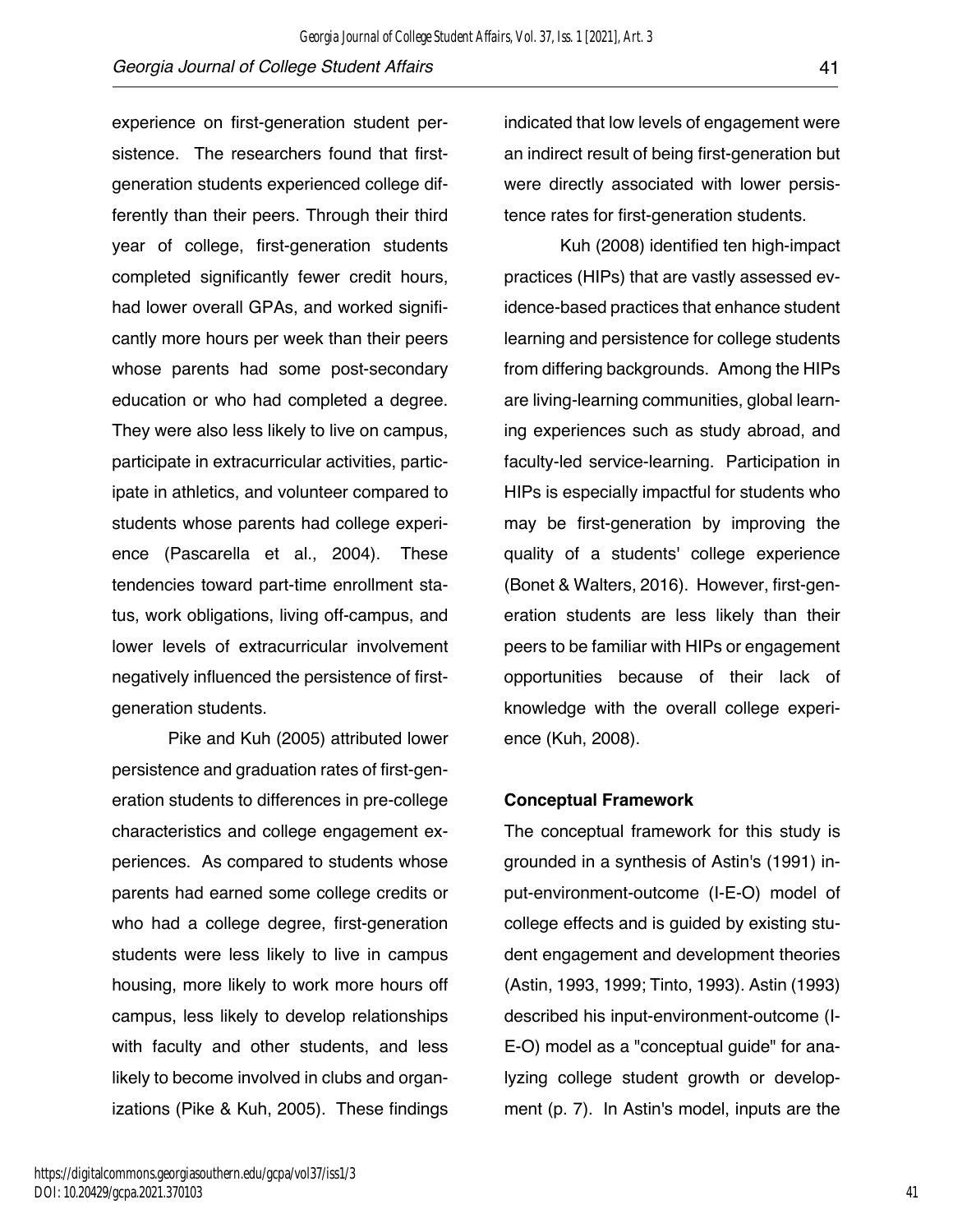experience on first-generation student persistence. The researchers found that first-generation students experienced college differently than their peers. Through their third year of college, first-generation students completed significantly fewer credit hours, had lower overall GPAs, and worked significantly more hours per week than their peers whose parents had some post-secondary education or who had completed a degree. They were also less likely to live on campus, participate in extracurricular activities, participate in athletics, and volunteer compared to students whose parents had college experience (Pascarella et al., 2004). These tendencies toward part-time enrollment status, work obligations, living off-campus, and lower levels of extracurricular involvement negatively influenced the persistence of first-generation students.

Pike and Kuh (2005) attributed lower persistence and graduation rates of first-generation students to differences in pre-college characteristics and college engagement experiences. As compared to students whose parents had earned some college credits or who had a college degree, first-generation students were less likely to live in campus housing, more likely to work more hours off campus, less likely to develop relationships with faculty and other students, and less likely to become involved in clubs and organizations (Pike & Kuh, 2005). These findings indicated that low levels of engagement were an indirect result of being first-generation but were directly associated with lower persistence rates for first-generation students.

Kuh (2008) identified ten high-impact practices (HIPs) that are vastly assessed evidence-based practices that enhance student learning and persistence for college students from differing backgrounds. Among the HIPs are living-learning communities, global learning experiences such as study abroad, and faculty-led service-learning. Participation in HIPs is especially impactful for students who may be first-generation by improving the quality of a students' college experience (Bonet & Walters, 2016). However, first-generation students are less likely than their peers to be familiar with HIPs or engagement opportunities because of their lack of knowledge with the overall college experience (Kuh, 2008).

**Conceptual Framework**

The conceptual framework for this study is grounded in a synthesis of Astin's (1991) input-environment-outcome (I-E-O) model of college effects and is guided by existing student engagement and development theories (Astin, 1993, 1999; Tinto, 1993). Astin (1993) described his input-environment-outcome (I-E-O) model as a "conceptual guide" for analyzing college student growth or development (p. 7). In Astin's model, inputs are the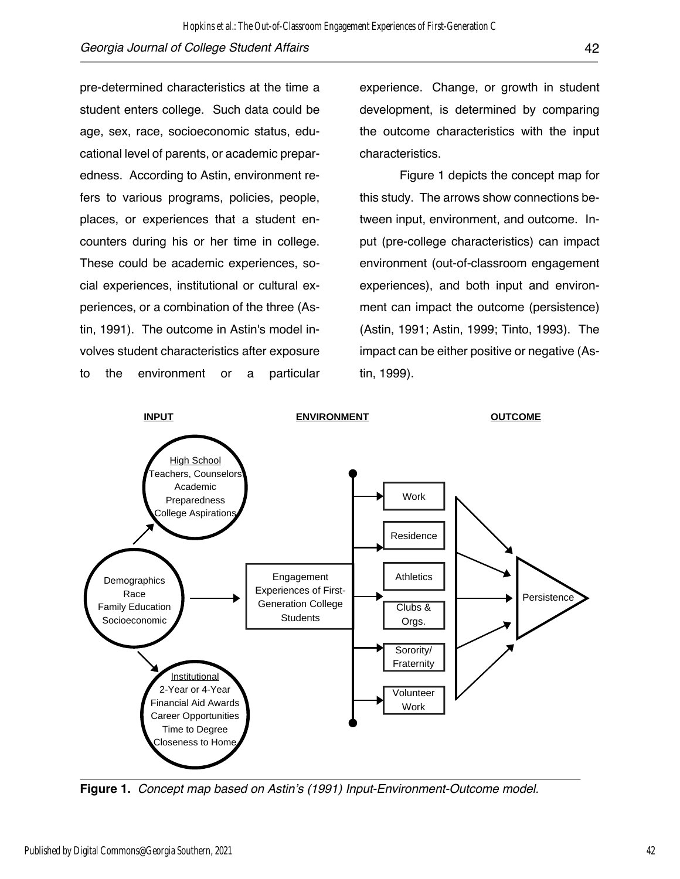pre-determined characteristics at the time a student enters college. Such data could be age, sex, race, socioeconomic status, educational level of parents, or academic preparedness. According to Astin, environment refers to various programs, policies, people, places, or experiences that a student encounters during his or her time in college. These could be academic experiences, social experiences, institutional or cultural experiences, or a combination of the three (Astin, 1991). The outcome in Astin's model involves student characteristics after exposure to the environment or a particular experience. Change, or growth in student development, is determined by comparing the outcome characteristics with the input characteristics.

Figure 1 depicts the concept map for this study. The arrows show connections between input, environment, and outcome. Input (pre-college characteristics) can impact environment (out-of-classroom engagement experiences), and both input and environment can impact the outcome (persistence) (Astin, 1991; Astin, 1999; Tinto, 1993). The impact can be either positive or negative (Astin, 1999).

**Figure 1.** *Concept map based on Astin's (1991) Input-Environment-Outcome model.*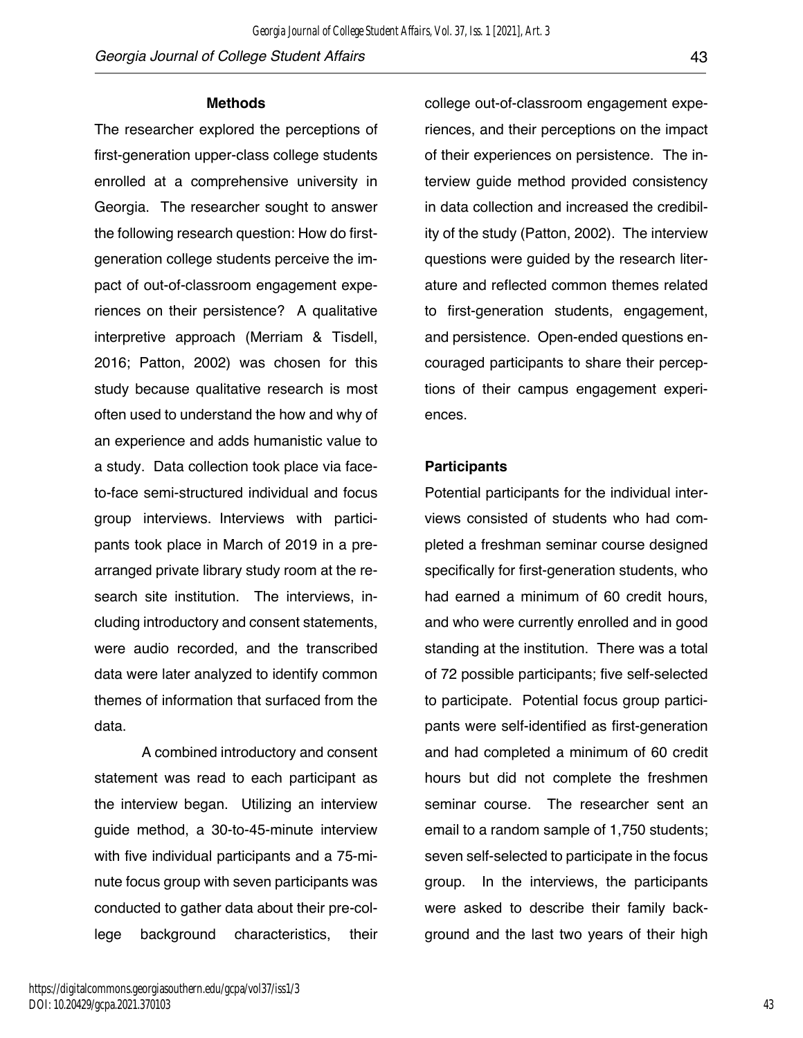## Methods

The researcher explored the perceptions of first-generation upper-class college students enrolled at a comprehensive university in Georgia. The researcher sought to answer the following research question: How do first-generation college students perceive the impact of out-of-classroom engagement experiences on their persistence? A qualitative interpretive approach (Merriam & Tisdell, 2016; Patton, 2002) was chosen for this study because qualitative research is most often used to understand the how and why of an experience and adds humanistic value to a study. Data collection took place via face-to-face semi-structured individual and focus group interviews. Interviews with participants took place in March of 2019 in a pre-arranged private library study room at the research site institution. The interviews, including introductory and consent statements, were audio recorded, and the transcribed data were later analyzed to identify common themes of information that surfaced from the data.

A combined introductory and consent statement was read to each participant as the interview began. Utilizing an interview guide method, a 30-to-45-minute interview with five individual participants and a 75-minute focus group with seven participants was conducted to gather data about their pre-college background characteristics, their college out-of-classroom engagement experiences, and their perceptions on the impact of their experiences on persistence. The interview guide method provided consistency in data collection and increased the credibility of the study (Patton, 2002). The interview questions were guided by the research literature and reflected common themes related to first-generation students, engagement, and persistence. Open-ended questions encouraged participants to share their perceptions of their campus engagement experiences.

### Participants

Potential participants for the individual interviews consisted of students who had completed a freshman seminar course designed specifically for first-generation students, who had earned a minimum of 60 credit hours, and who were currently enrolled and in good standing at the institution. There was a total of 72 possible participants; five self-selected to participate. Potential focus group participants were self-identified as first-generation and had completed a minimum of 60 credit hours but did not complete the freshmen seminar course. The researcher sent an email to a random sample of 1,750 students; seven self-selected to participate in the focus group. In the interviews, the participants were asked to describe their family background and the last two years of their high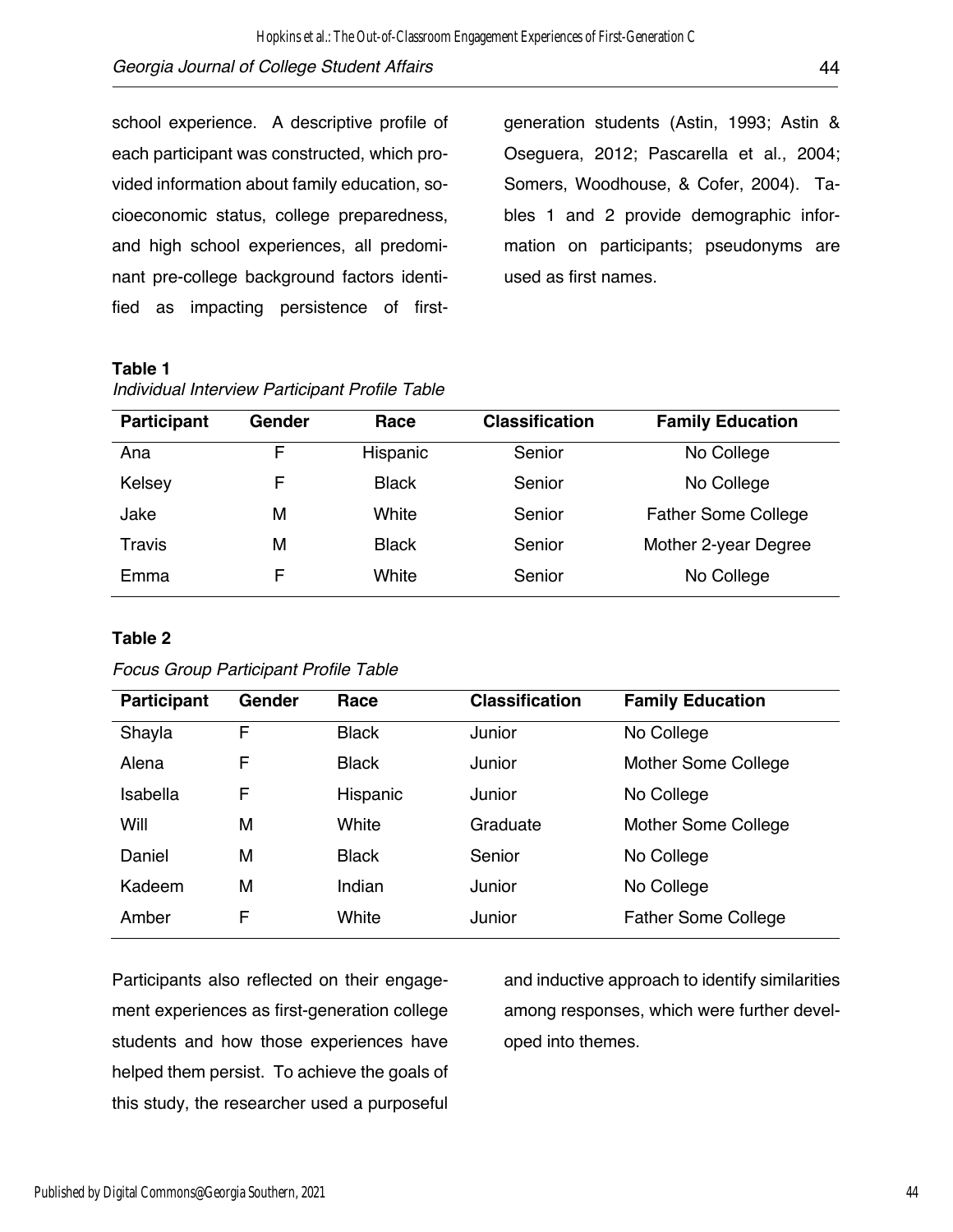school experience. A descriptive profile of each participant was constructed, which provided information about family education, socioeconomic status, college preparedness, and high school experiences, all predominant pre-college background factors identified as impacting persistence of first-generation students (Astin, 1993; Astin & Oseguera, 2012; Pascarella et al., 2004; Somers, Woodhouse, & Cofer, 2004). Tables 1 and 2 provide demographic information on participants; pseudonyms are used as first names.

**Table 1**

*Individual Interview Participant Profile Table*

| Participant | Gender | Race | Classification | Family Education |
|---|---|---|---|---|
| Ana | F | Hispanic | Senior | No College |
| Kelsey | F | Black | Senior | No College |
| Jake | M | White | Senior | Father Some College |
| Travis | M | Black | Senior | Mother 2-year Degree |
| Emma | F | White | Senior | No College |

**Table 2**

*Focus Group Participant Profile Table*

| Participant | Gender | Race | Classification | Family Education |
|---|---|---|---|---|
| Shayla | F | Black | Junior | No College |
| Alena | F | Black | Junior | Mother Some College |
| Isabella | F | Hispanic | Junior | No College |
| Will | M | White | Graduate | Mother Some College |
| Daniel | M | Black | Senior | No College |
| Kadeem | M | Indian | Junior | No College |
| Amber | F | White | Junior | Father Some College |

Participants also reflected on their engagement experiences as first-generation college students and how those experiences have helped them persist. To achieve the goals of this study, the researcher used a purposeful and inductive approach to identify similarities among responses, which were further developed into themes.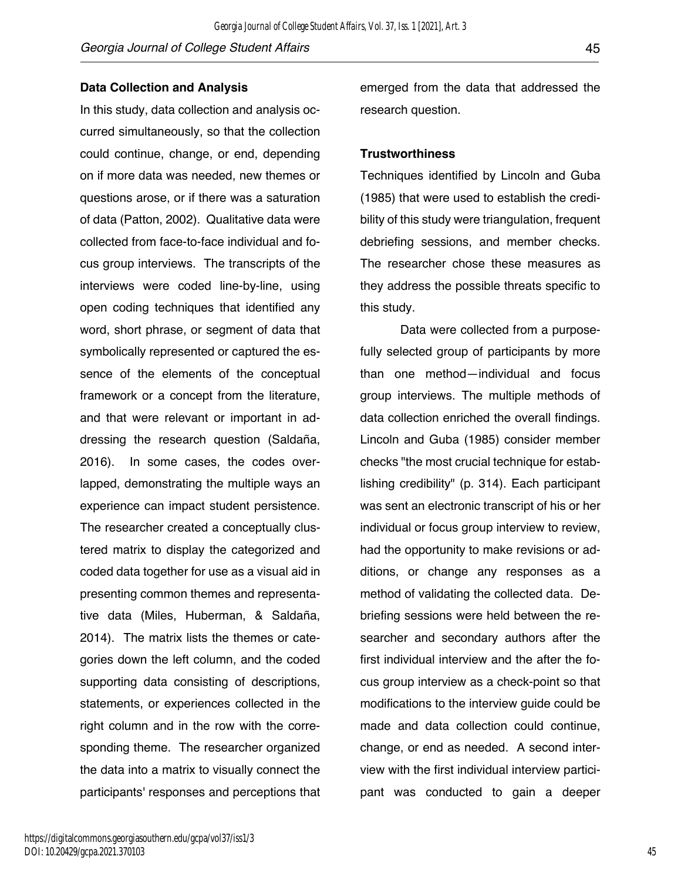## Data Collection and Analysis

In this study, data collection and analysis occurred simultaneously, so that the collection could continue, change, or end, depending on if more data was needed, new themes or questions arose, or if there was a saturation of data (Patton, 2002). Qualitative data were collected from face-to-face individual and focus group interviews. The transcripts of the interviews were coded line-by-line, using open coding techniques that identified any word, short phrase, or segment of data that symbolically represented or captured the essence of the elements of the conceptual framework or a concept from the literature, and that were relevant or important in addressing the research question (Saldaña, 2016). In some cases, the codes overlapped, demonstrating the multiple ways an experience can impact student persistence. The researcher created a conceptually clustered matrix to display the categorized and coded data together for use as a visual aid in presenting common themes and representative data (Miles, Huberman, & Saldaña, 2014). The matrix lists the themes or categories down the left column, and the coded supporting data consisting of descriptions, statements, or experiences collected in the right column and in the row with the corresponding theme. The researcher organized the data into a matrix to visually connect the participants' responses and perceptions that emerged from the data that addressed the research question.

## Trustworthiness

Techniques identified by Lincoln and Guba (1985) that were used to establish the credibility of this study were triangulation, frequent debriefing sessions, and member checks. The researcher chose these measures as they address the possible threats specific to this study.

Data were collected from a purposefully selected group of participants by more than one method—individual and focus group interviews. The multiple methods of data collection enriched the overall findings. Lincoln and Guba (1985) consider member checks "the most crucial technique for establishing credibility" (p. 314). Each participant was sent an electronic transcript of his or her individual or focus group interview to review, had the opportunity to make revisions or additions, or change any responses as a method of validating the collected data. Debriefing sessions were held between the researcher and secondary authors after the first individual interview and the after the focus group interview as a check-point so that modifications to the interview guide could be made and data collection could continue, change, or end as needed. A second interview with the first individual interview participant was conducted to gain a deeper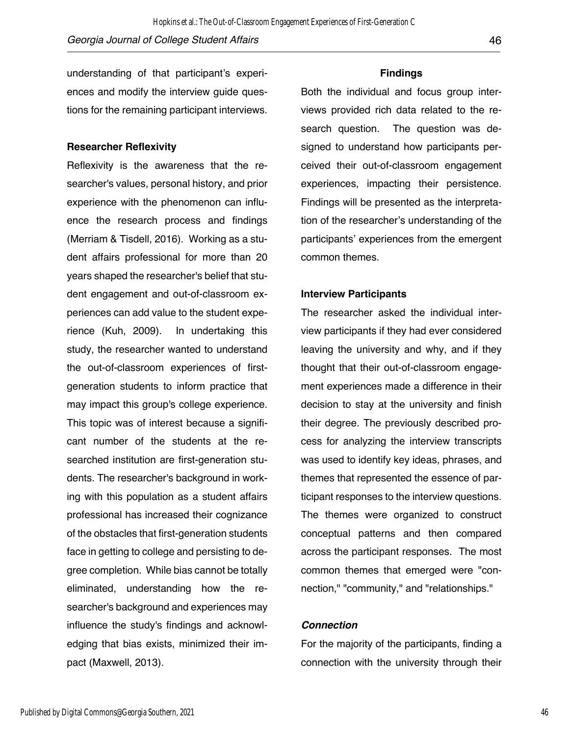understanding of that participant's experiences and modify the interview guide questions for the remaining participant interviews.

### Researcher Reflexivity

Reflexivity is the awareness that the researcher's values, personal history, and prior experience with the phenomenon can influence the research process and findings (Merriam & Tisdell, 2016). Working as a student affairs professional for more than 20 years shaped the researcher's belief that student engagement and out-of-classroom experiences can add value to the student experience (Kuh, 2009). In undertaking this study, the researcher wanted to understand the out-of-classroom experiences of first-generation students to inform practice that may impact this group's college experience. This topic was of interest because a significant number of the students at the researched institution are first-generation students. The researcher's background in working with this population as a student affairs professional has increased their cognizance of the obstacles that first-generation students face in getting to college and persisting to degree completion. While bias cannot be totally eliminated, understanding how the researcher's background and experiences may influence the study's findings and acknowledging that bias exists, minimized their impact (Maxwell, 2013).

## Findings

Both the individual and focus group interviews provided rich data related to the research question. The question was designed to understand how participants perceived their out-of-classroom engagement experiences, impacting their persistence. Findings will be presented as the interpretation of the researcher's understanding of the participants' experiences from the emergent common themes.

### Interview Participants

The researcher asked the individual interview participants if they had ever considered leaving the university and why, and if they thought that their out-of-classroom engagement experiences made a difference in their decision to stay at the university and finish their degree. The previously described process for analyzing the interview transcripts was used to identify key ideas, phrases, and themes that represented the essence of participant responses to the interview questions. The themes were organized to construct conceptual patterns and then compared across the participant responses. The most common themes that emerged were "connection," "community," and "relationships."

#### *Connection*

For the majority of the participants, finding a connection with the university through their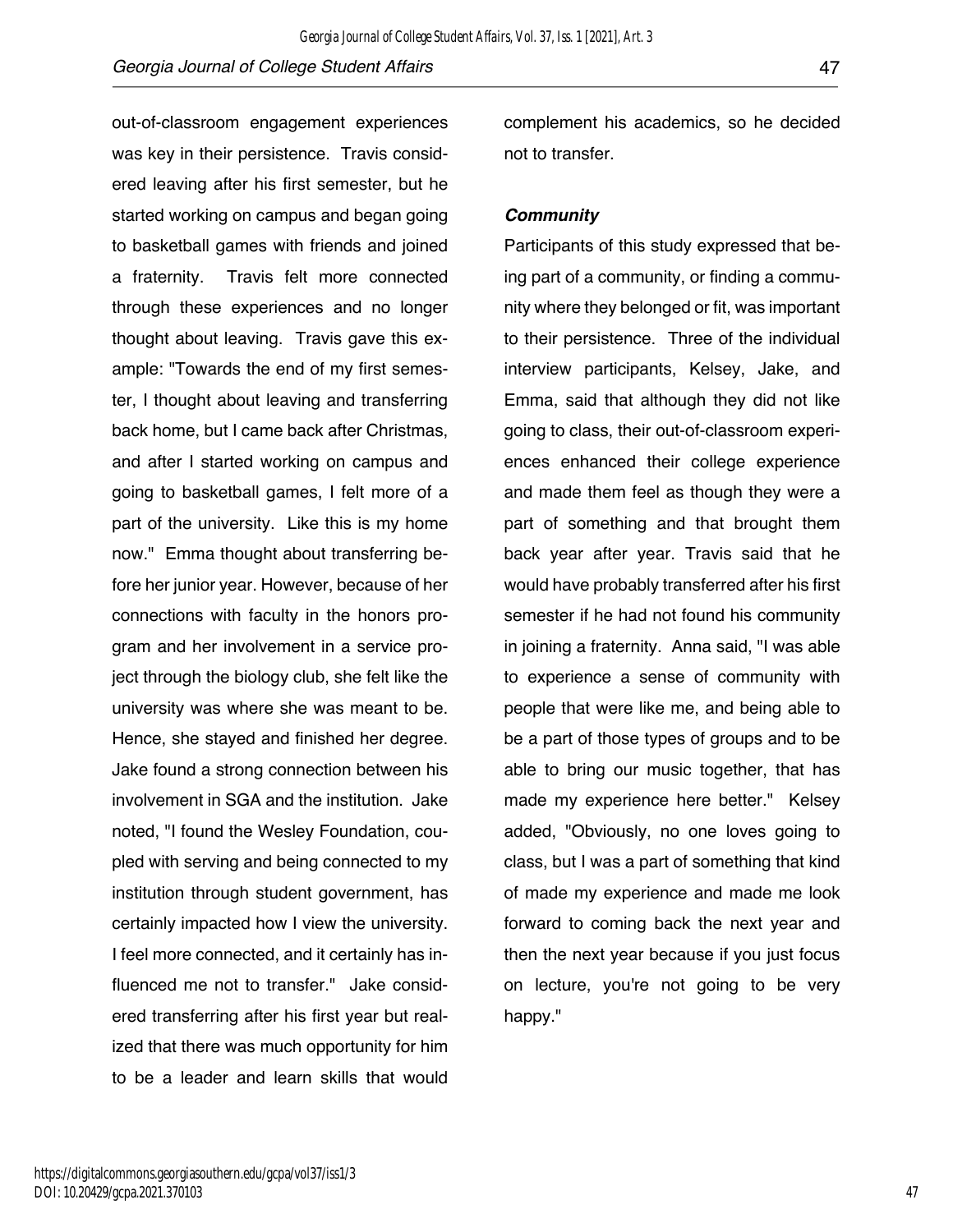out-of-classroom engagement experiences was key in their persistence. Travis considered leaving after his first semester, but he started working on campus and began going to basketball games with friends and joined a fraternity. Travis felt more connected through these experiences and no longer thought about leaving. Travis gave this example: "Towards the end of my first semester, I thought about leaving and transferring back home, but I came back after Christmas, and after I started working on campus and going to basketball games, I felt more of a part of the university. Like this is my home now." Emma thought about transferring before her junior year. However, because of her connections with faculty in the honors program and her involvement in a service project through the biology club, she felt like the university was where she was meant to be. Hence, she stayed and finished her degree. Jake found a strong connection between his involvement in SGA and the institution. Jake noted, "I found the Wesley Foundation, coupled with serving and being connected to my institution through student government, has certainly impacted how I view the university. I feel more connected, and it certainly has influenced me not to transfer." Jake considered transferring after his first year but realized that there was much opportunity for him to be a leader and learn skills that would complement his academics, so he decided not to transfer.

***Community***

Participants of this study expressed that being part of a community, or finding a community where they belonged or fit, was important to their persistence. Three of the individual interview participants, Kelsey, Jake, and Emma, said that although they did not like going to class, their out-of-classroom experiences enhanced their college experience and made them feel as though they were a part of something and that brought them back year after year. Travis said that he would have probably transferred after his first semester if he had not found his community in joining a fraternity. Anna said, "I was able to experience a sense of community with people that were like me, and being able to be a part of those types of groups and to be able to bring our music together, that has made my experience here better." Kelsey added, "Obviously, no one loves going to class, but I was a part of something that kind of made my experience and made me look forward to coming back the next year and then the next year because if you just focus on lecture, you're not going to be very happy."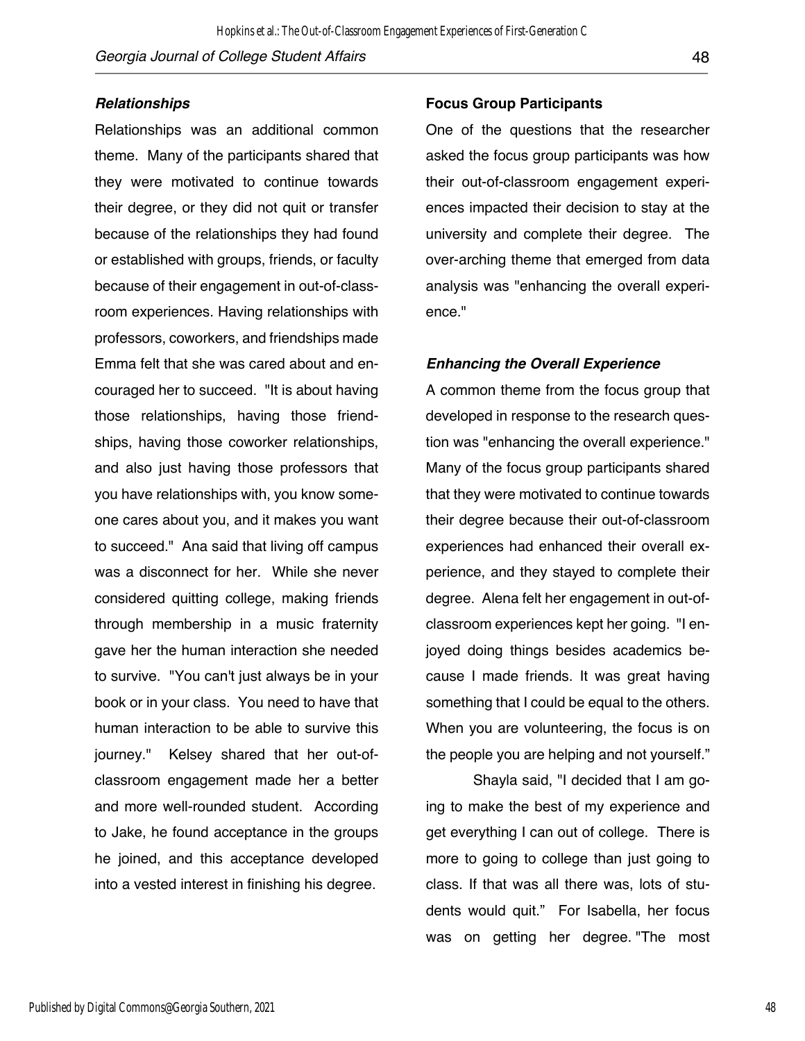### *Relationships*

Relationships was an additional common theme. Many of the participants shared that they were motivated to continue towards their degree, or they did not quit or transfer because of the relationships they had found or established with groups, friends, or faculty because of their engagement in out-of-classroom experiences. Having relationships with professors, coworkers, and friendships made Emma felt that she was cared about and encouraged her to succeed. "It is about having those relationships, having those friendships, having those coworker relationships, and also just having those professors that you have relationships with, you know someone cares about you, and it makes you want to succeed." Ana said that living off campus was a disconnect for her. While she never considered quitting college, making friends through membership in a music fraternity gave her the human interaction she needed to survive. "You can't just always be in your book or in your class. You need to have that human interaction to be able to survive this journey." Kelsey shared that her out-of-classroom engagement made her a better and more well-rounded student. According to Jake, he found acceptance in the groups he joined, and this acceptance developed into a vested interest in finishing his degree.

**Focus Group Participants**

One of the questions that the researcher asked the focus group participants was how their out-of-classroom engagement experiences impacted their decision to stay at the university and complete their degree. The over-arching theme that emerged from data analysis was "enhancing the overall experience."

### *Enhancing the Overall Experience*

A common theme from the focus group that developed in response to the research question was "enhancing the overall experience." Many of the focus group participants shared that they were motivated to continue towards their degree because their out-of-classroom experiences had enhanced their overall experience, and they stayed to complete their degree. Alena felt her engagement in out-of-classroom experiences kept her going. "I enjoyed doing things besides academics because I made friends. It was great having something that I could be equal to the others. When you are volunteering, the focus is on the people you are helping and not yourself."

Shayla said, "I decided that I am going to make the best of my experience and get everything I can out of college. There is more to going to college than just going to class. If that was all there was, lots of students would quit." For Isabella, her focus was on getting her degree. "The most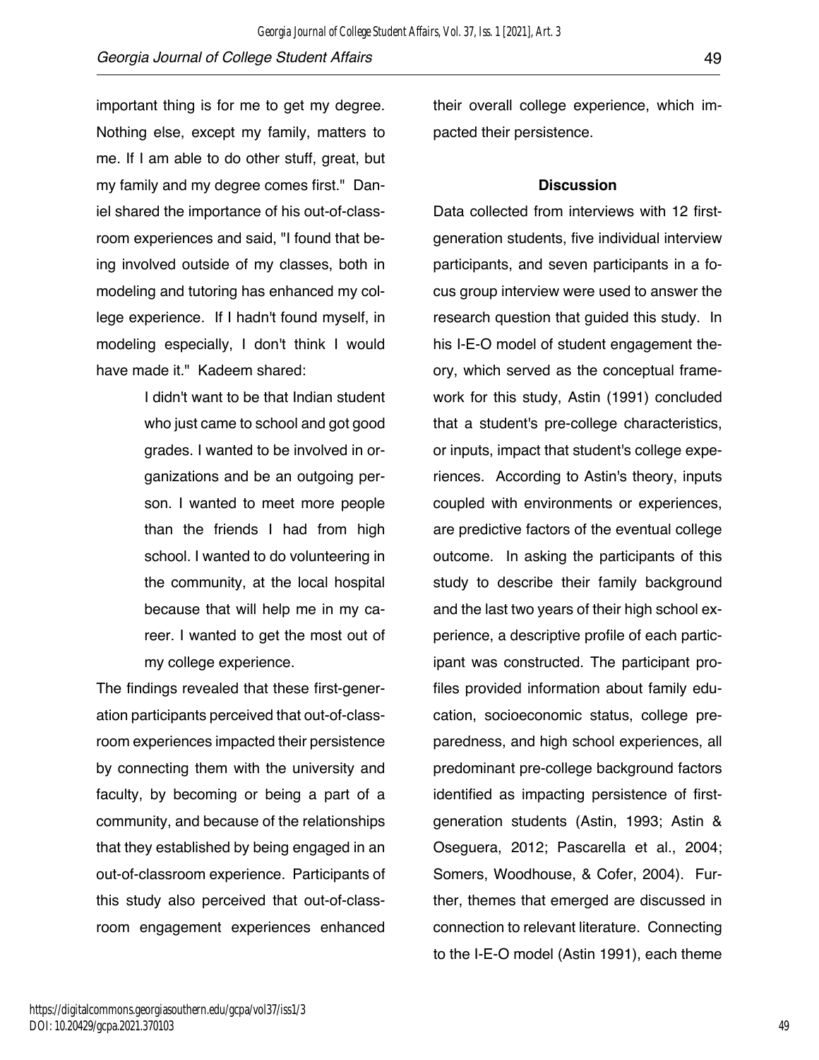important thing is for me to get my degree. Nothing else, except my family, matters to me. If I am able to do other stuff, great, but my family and my degree comes first." Daniel shared the importance of his out-of-classroom experiences and said, "I found that being involved outside of my classes, both in modeling and tutoring has enhanced my college experience. If I hadn't found myself, in modeling especially, I don't think I would have made it." Kadeem shared:

> I didn't want to be that Indian student who just came to school and got good grades. I wanted to be involved in organizations and be an outgoing person. I wanted to meet more people than the friends I had from high school. I wanted to do volunteering in the community, at the local hospital because that will help me in my career. I wanted to get the most out of my college experience.

The findings revealed that these first-generation participants perceived that out-of-classroom experiences impacted their persistence by connecting them with the university and faculty, by becoming or being a part of a community, and because of the relationships that they established by being engaged in an out-of-classroom experience. Participants of this study also perceived that out-of-classroom engagement experiences enhanced their overall college experience, which impacted their persistence.

## Discussion

Data collected from interviews with 12 first-generation students, five individual interview participants, and seven participants in a focus group interview were used to answer the research question that guided this study. In his I-E-O model of student engagement theory, which served as the conceptual framework for this study, Astin (1991) concluded that a student's pre-college characteristics, or inputs, impact that student's college experiences. According to Astin's theory, inputs coupled with environments or experiences, are predictive factors of the eventual college outcome. In asking the participants of this study to describe their family background and the last two years of their high school experience, a descriptive profile of each participant was constructed. The participant profiles provided information about family education, socioeconomic status, college preparedness, and high school experiences, all predominant pre-college background factors identified as impacting persistence of first-generation students (Astin, 1993; Astin & Oseguera, 2012; Pascarella et al., 2004; Somers, Woodhouse, & Cofer, 2004). Further, themes that emerged are discussed in connection to relevant literature. Connecting to the I-E-O model (Astin 1991), each theme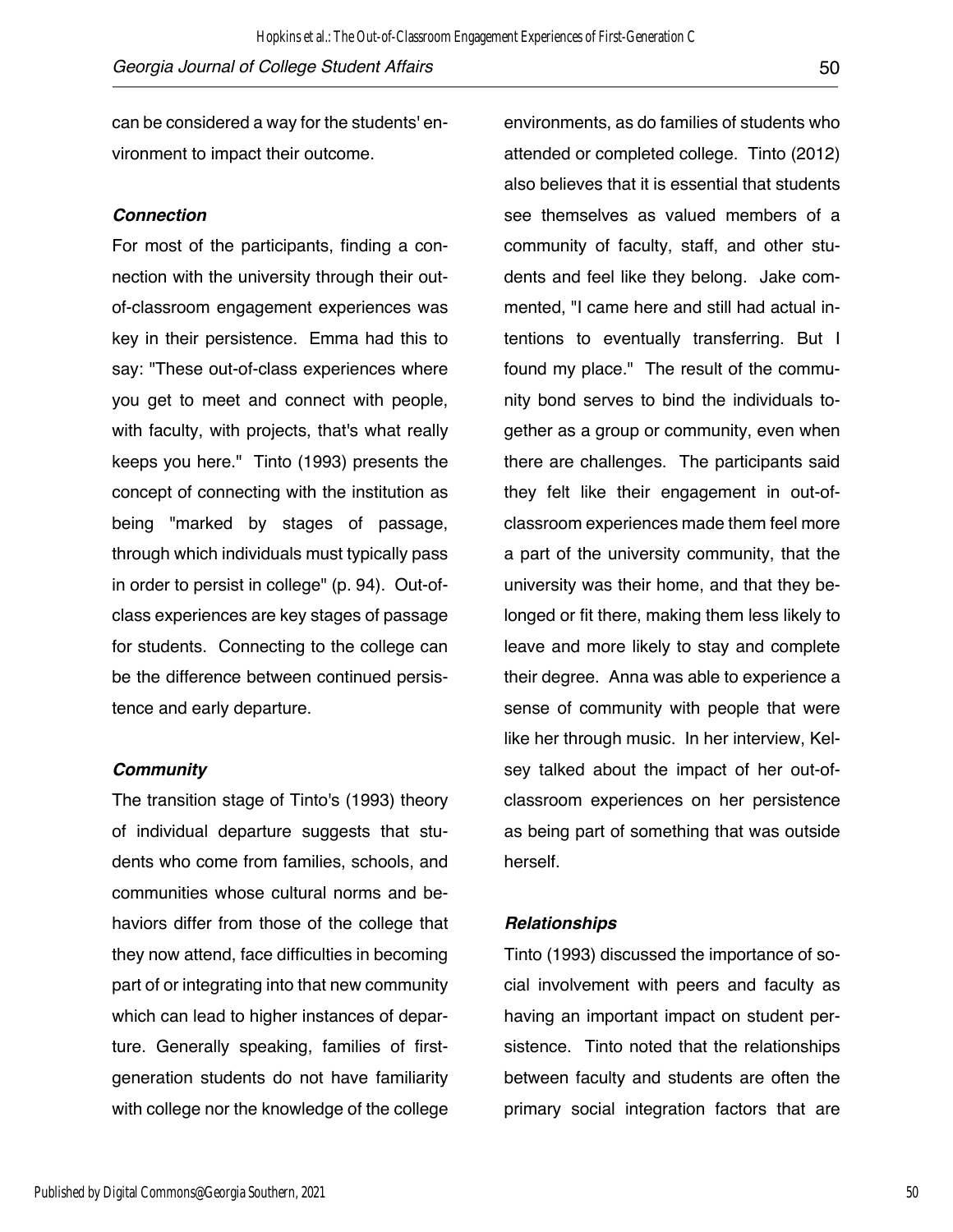can be considered a way for the students' environment to impact their outcome.

### *Connection*

For most of the participants, finding a connection with the university through their out-of-classroom engagement experiences was key in their persistence. Emma had this to say: "These out-of-class experiences where you get to meet and connect with people, with faculty, with projects, that's what really keeps you here." Tinto (1993) presents the concept of connecting with the institution as being "marked by stages of passage, through which individuals must typically pass in order to persist in college" (p. 94). Out-of-class experiences are key stages of passage for students. Connecting to the college can be the difference between continued persistence and early departure.

### *Community*

The transition stage of Tinto's (1993) theory of individual departure suggests that students who come from families, schools, and communities whose cultural norms and behaviors differ from those of the college that they now attend, face difficulties in becoming part of or integrating into that new community which can lead to higher instances of departure. Generally speaking, families of first-generation students do not have familiarity with college nor the knowledge of the college environments, as do families of students who attended or completed college. Tinto (2012) also believes that it is essential that students see themselves as valued members of a community of faculty, staff, and other students and feel like they belong. Jake commented, "I came here and still had actual intentions to eventually transferring. But I found my place." The result of the community bond serves to bind the individuals together as a group or community, even when there are challenges. The participants said they felt like their engagement in out-of-classroom experiences made them feel more a part of the university community, that the university was their home, and that they belonged or fit there, making them less likely to leave and more likely to stay and complete their degree. Anna was able to experience a sense of community with people that were like her through music. In her interview, Kelsey talked about the impact of her out-of-classroom experiences on her persistence as being part of something that was outside herself.

### *Relationships*

Tinto (1993) discussed the importance of social involvement with peers and faculty as having an important impact on student persistence. Tinto noted that the relationships between faculty and students are often the primary social integration factors that are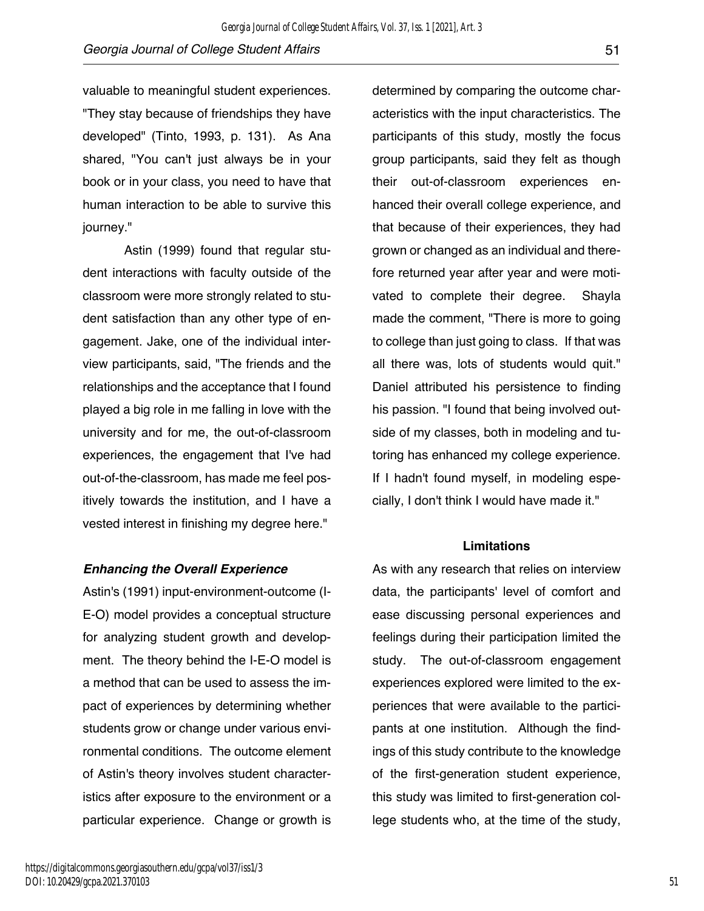valuable to meaningful student experiences. "They stay because of friendships they have developed" (Tinto, 1993, p. 131). As Ana shared, "You can't just always be in your book or in your class, you need to have that human interaction to be able to survive this journey."

Astin (1999) found that regular student interactions with faculty outside of the classroom were more strongly related to student satisfaction than any other type of engagement. Jake, one of the individual interview participants, said, "The friends and the relationships and the acceptance that I found played a big role in me falling in love with the university and for me, the out-of-classroom experiences, the engagement that I've had out-of-the-classroom, has made me feel positively towards the institution, and I have a vested interest in finishing my degree here."

### *Enhancing the Overall Experience*

Astin's (1991) input-environment-outcome (I-E-O) model provides a conceptual structure for analyzing student growth and development. The theory behind the I-E-O model is a method that can be used to assess the impact of experiences by determining whether students grow or change under various environmental conditions. The outcome element of Astin's theory involves student characteristics after exposure to the environment or a particular experience. Change or growth is determined by comparing the outcome characteristics with the input characteristics. The participants of this study, mostly the focus group participants, said they felt as though their out-of-classroom experiences enhanced their overall college experience, and that because of their experiences, they had grown or changed as an individual and therefore returned year after year and were motivated to complete their degree. Shayla made the comment, "There is more to going to college than just going to class. If that was all there was, lots of students would quit." Daniel attributed his persistence to finding his passion. "I found that being involved outside of my classes, both in modeling and tutoring has enhanced my college experience. If I hadn't found myself, in modeling especially, I don't think I would have made it."

## Limitations

As with any research that relies on interview data, the participants' level of comfort and ease discussing personal experiences and feelings during their participation limited the study. The out-of-classroom engagement experiences explored were limited to the experiences that were available to the participants at one institution. Although the findings of this study contribute to the knowledge of the first-generation student experience, this study was limited to first-generation college students who, at the time of the study,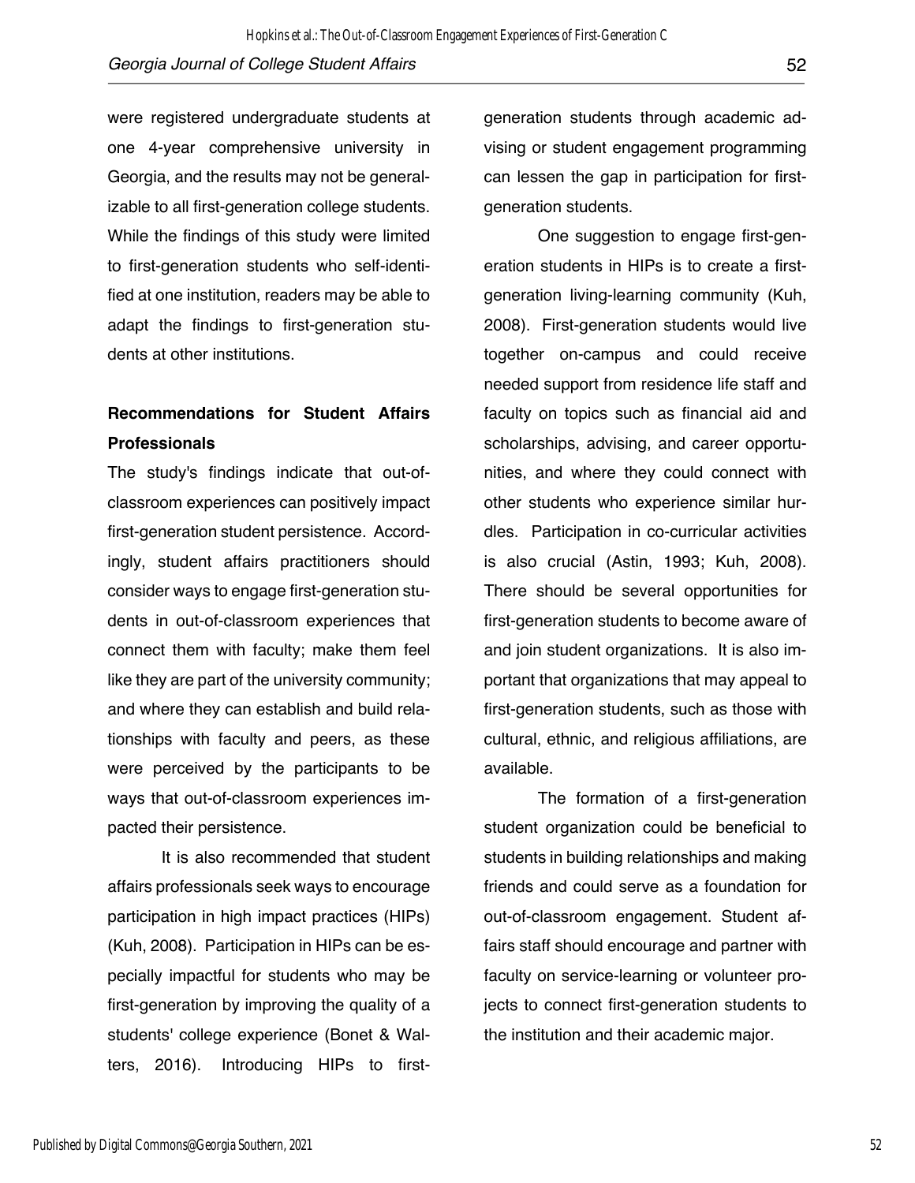were registered undergraduate students at one 4-year comprehensive university in Georgia, and the results may not be generalizable to all first-generation college students. While the findings of this study were limited to first-generation students who self-identified at one institution, readers may be able to adapt the findings to first-generation students at other institutions.

## Recommendations for Student Affairs Professionals

The study's findings indicate that out-of-classroom experiences can positively impact first-generation student persistence. Accordingly, student affairs practitioners should consider ways to engage first-generation students in out-of-classroom experiences that connect them with faculty; make them feel like they are part of the university community; and where they can establish and build relationships with faculty and peers, as these were perceived by the participants to be ways that out-of-classroom experiences impacted their persistence.

It is also recommended that student affairs professionals seek ways to encourage participation in high impact practices (HIPs) (Kuh, 2008). Participation in HIPs can be especially impactful for students who may be first-generation by improving the quality of a students' college experience (Bonet & Walters, 2016). Introducing HIPs to first-generation students through academic advising or student engagement programming can lessen the gap in participation for first-generation students.

One suggestion to engage first-generation students in HIPs is to create a first-generation living-learning community (Kuh, 2008). First-generation students would live together on-campus and could receive needed support from residence life staff and faculty on topics such as financial aid and scholarships, advising, and career opportunities, and where they could connect with other students who experience similar hurdles. Participation in co-curricular activities is also crucial (Astin, 1993; Kuh, 2008). There should be several opportunities for first-generation students to become aware of and join student organizations. It is also important that organizations that may appeal to first-generation students, such as those with cultural, ethnic, and religious affiliations, are available.

The formation of a first-generation student organization could be beneficial to students in building relationships and making friends and could serve as a foundation for out-of-classroom engagement. Student affairs staff should encourage and partner with faculty on service-learning or volunteer projects to connect first-generation students to the institution and their academic major.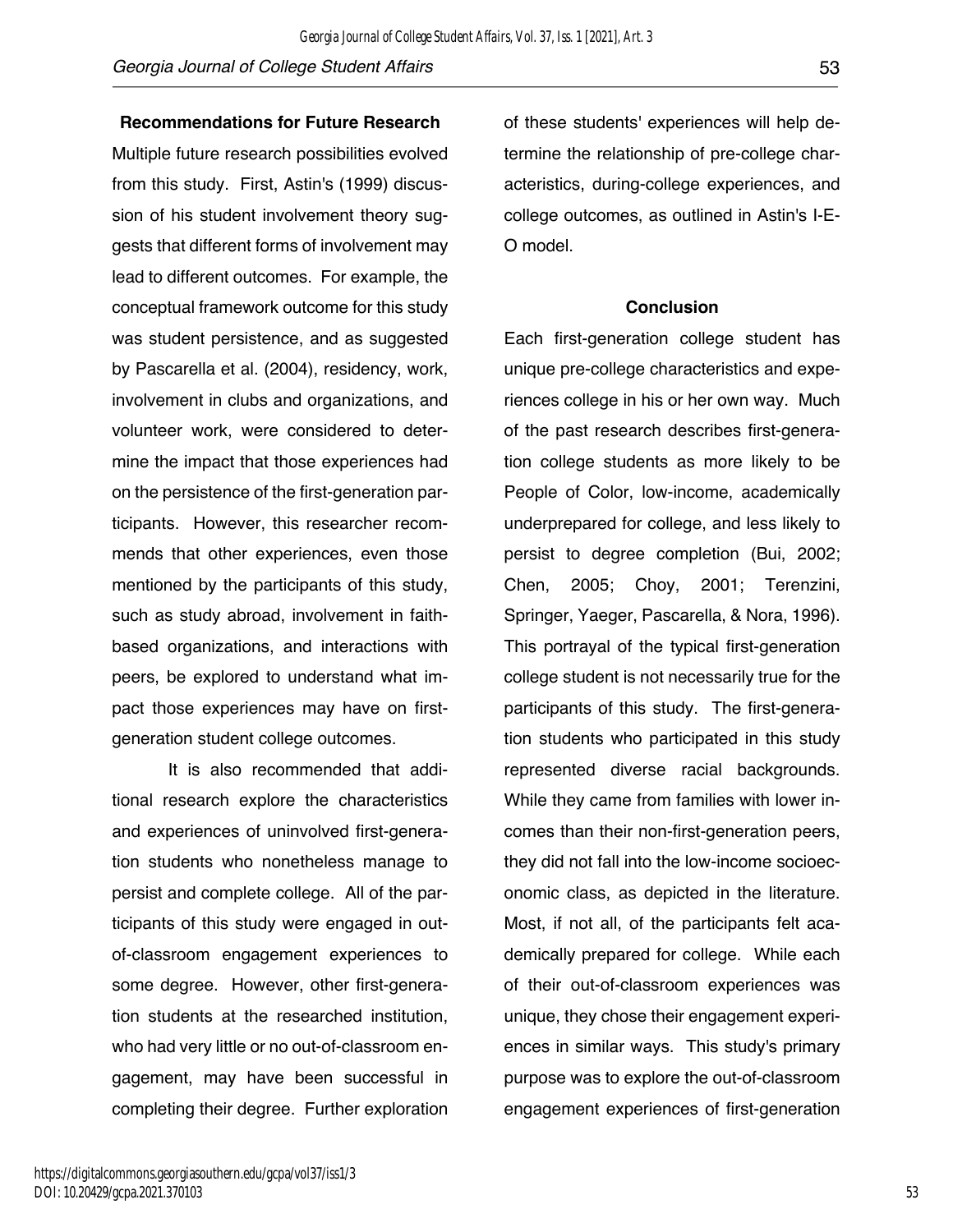## Recommendations for Future Research

Multiple future research possibilities evolved from this study. First, Astin's (1999) discussion of his student involvement theory suggests that different forms of involvement may lead to different outcomes. For example, the conceptual framework outcome for this study was student persistence, and as suggested by Pascarella et al. (2004), residency, work, involvement in clubs and organizations, and volunteer work, were considered to determine the impact that those experiences had on the persistence of the first-generation participants. However, this researcher recommends that other experiences, even those mentioned by the participants of this study, such as study abroad, involvement in faith-based organizations, and interactions with peers, be explored to understand what impact those experiences may have on first-generation student college outcomes.

It is also recommended that additional research explore the characteristics and experiences of uninvolved first-generation students who nonetheless manage to persist and complete college. All of the participants of this study were engaged in out-of-classroom engagement experiences to some degree. However, other first-generation students at the researched institution, who had very little or no out-of-classroom engagement, may have been successful in completing their degree. Further exploration of these students' experiences will help determine the relationship of pre-college characteristics, during-college experiences, and college outcomes, as outlined in Astin's I-E-O model.

## Conclusion

Each first-generation college student has unique pre-college characteristics and experiences college in his or her own way. Much of the past research describes first-generation college students as more likely to be People of Color, low-income, academically underprepared for college, and less likely to persist to degree completion (Bui, 2002; Chen, 2005; Choy, 2001; Terenzini, Springer, Yaeger, Pascarella, & Nora, 1996). This portrayal of the typical first-generation college student is not necessarily true for the participants of this study. The first-generation students who participated in this study represented diverse racial backgrounds. While they came from families with lower incomes than their non-first-generation peers, they did not fall into the low-income socioeconomic class, as depicted in the literature. Most, if not all, of the participants felt academically prepared for college. While each of their out-of-classroom experiences was unique, they chose their engagement experiences in similar ways. This study's primary purpose was to explore the out-of-classroom engagement experiences of first-generation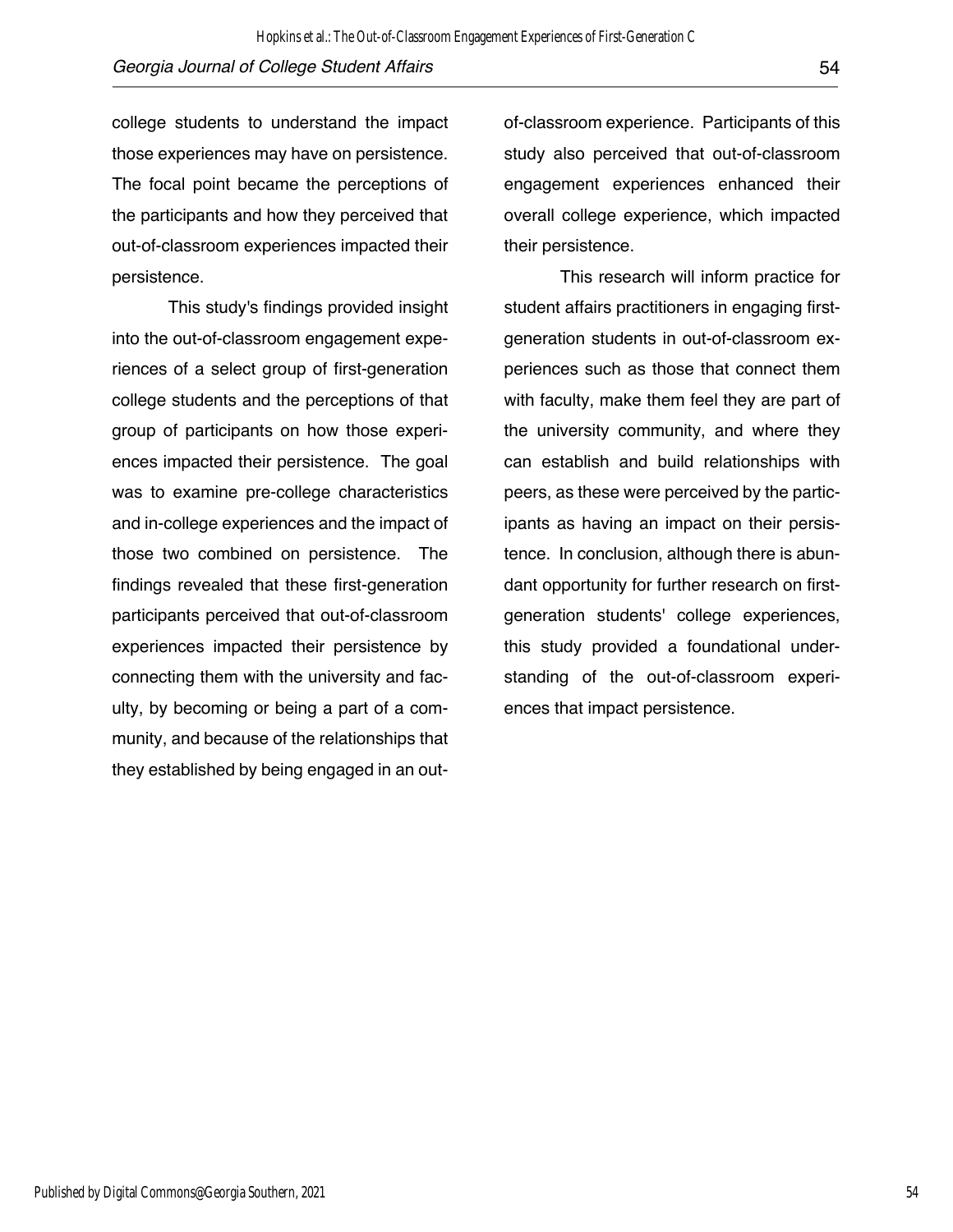college students to understand the impact those experiences may have on persistence. The focal point became the perceptions of the participants and how they perceived that out-of-classroom experiences impacted their persistence.

This study's findings provided insight into the out-of-classroom engagement experiences of a select group of first-generation college students and the perceptions of that group of participants on how those experiences impacted their persistence. The goal was to examine pre-college characteristics and in-college experiences and the impact of those two combined on persistence. The findings revealed that these first-generation participants perceived that out-of-classroom experiences impacted their persistence by connecting them with the university and faculty, by becoming or being a part of a community, and because of the relationships that they established by being engaged in an out-of-classroom experience. Participants of this study also perceived that out-of-classroom engagement experiences enhanced their overall college experience, which impacted their persistence.

This research will inform practice for student affairs practitioners in engaging first-generation students in out-of-classroom experiences such as those that connect them with faculty, make them feel they are part of the university community, and where they can establish and build relationships with peers, as these were perceived by the participants as having an impact on their persistence. In conclusion, although there is abundant opportunity for further research on first-generation students' college experiences, this study provided a foundational understanding of the out-of-classroom experiences that impact persistence.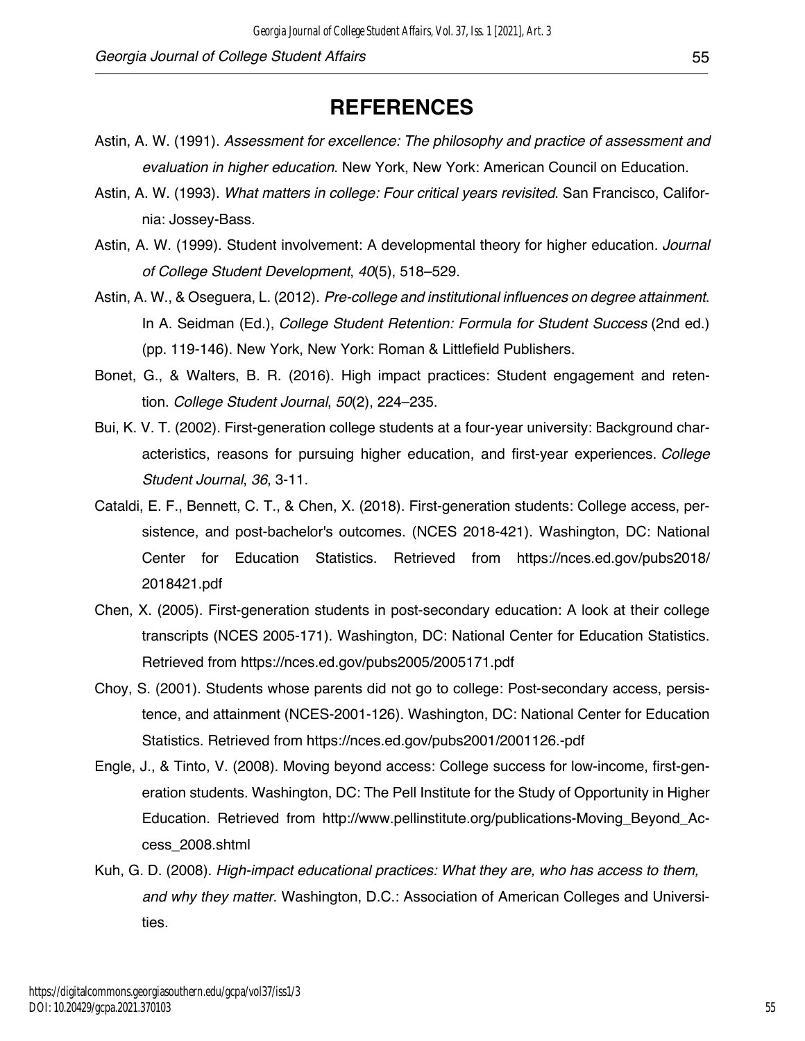## REFERENCES

Astin, A. W. (1991). *Assessment for excellence: The philosophy and practice of assessment and evaluation in higher education*. New York, New York: American Council on Education.

Astin, A. W. (1993). *What matters in college: Four critical years revisited*. San Francisco, California: Jossey-Bass.

Astin, A. W. (1999). Student involvement: A developmental theory for higher education. *Journal of College Student Development*, *40*(5), 518–529.

Astin, A. W., & Oseguera, L. (2012). *Pre-college and institutional influences on degree attainment*. In A. Seidman (Ed.), *College Student Retention: Formula for Student Success* (2nd ed.) (pp. 119-146). New York, New York: Roman & Littlefield Publishers.

Bonet, G., & Walters, B. R. (2016). High impact practices: Student engagement and retention. *College Student Journal*, *50*(2), 224–235.

Bui, K. V. T. (2002). First-generation college students at a four-year university: Background characteristics, reasons for pursuing higher education, and first-year experiences. *College Student Journal*, *36*, 3-11.

Cataldi, E. F., Bennett, C. T., & Chen, X. (2018). First-generation students: College access, persistence, and post-bachelor's outcomes. (NCES 2018-421). Washington, DC: National Center for Education Statistics. Retrieved from https://nces.ed.gov/pubs2018/2018421.pdf

Chen, X. (2005). First-generation students in post-secondary education: A look at their college transcripts (NCES 2005-171). Washington, DC: National Center for Education Statistics. Retrieved from https://nces.ed.gov/pubs2005/2005171.pdf

Choy, S. (2001). Students whose parents did not go to college: Post-secondary access, persistence, and attainment (NCES-2001-126). Washington, DC: National Center for Education Statistics. Retrieved from https://nces.ed.gov/pubs2001/2001126.-pdf

Engle, J., & Tinto, V. (2008). Moving beyond access: College success for low-income, first-generation students. Washington, DC: The Pell Institute for the Study of Opportunity in Higher Education. Retrieved from http://www.pellinstitute.org/publications-Moving_Beyond_Access_2008.shtml

Kuh, G. D. (2008). *High-impact educational practices: What they are, who has access to them, and why they matter*. Washington, D.C.: Association of American Colleges and Universities.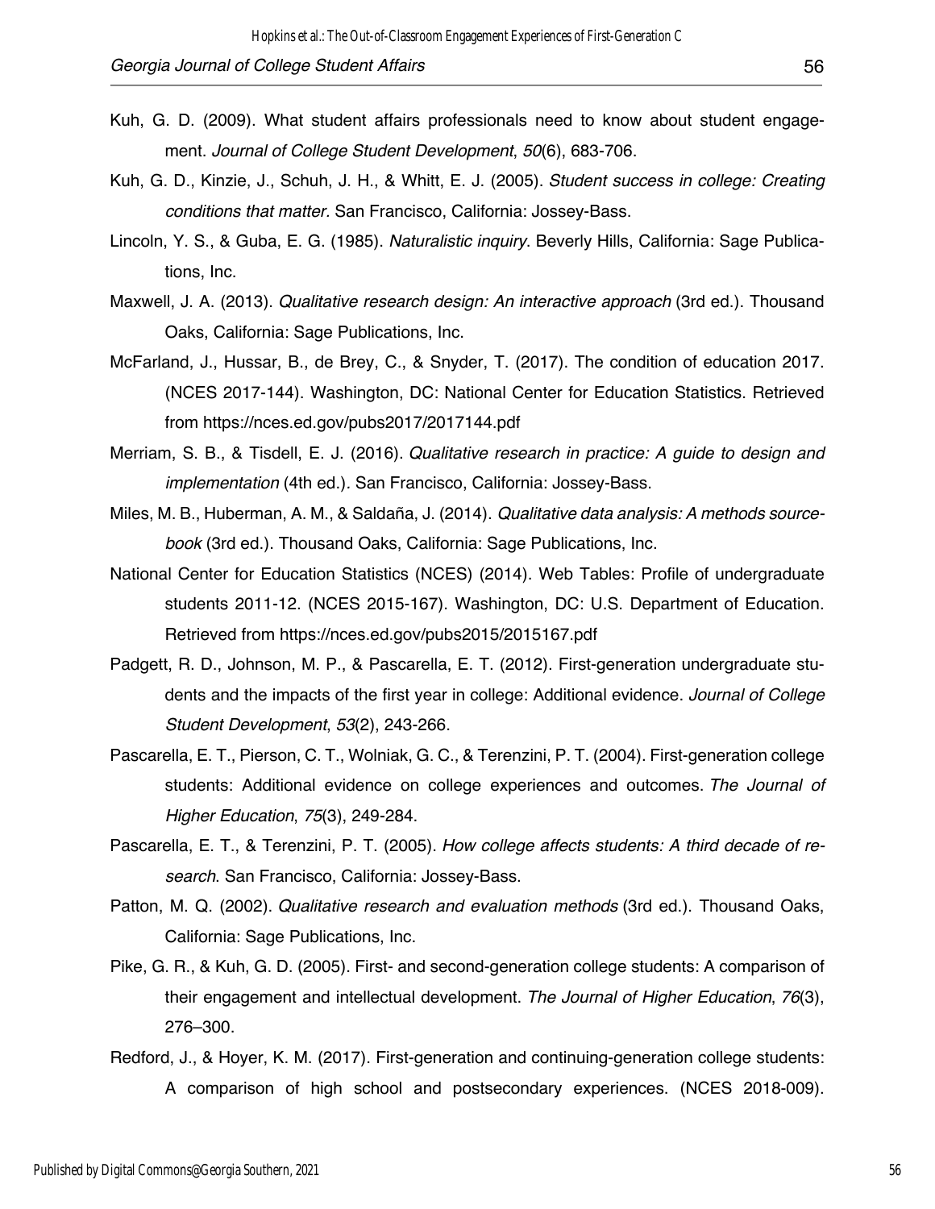Kuh, G. D. (2009). What student affairs professionals need to know about student engagement. *Journal of College Student Development*, *50*(6), 683-706.

Kuh, G. D., Kinzie, J., Schuh, J. H., & Whitt, E. J. (2005). *Student success in college: Creating conditions that matter.* San Francisco, California: Jossey-Bass.

Lincoln, Y. S., & Guba, E. G. (1985). *Naturalistic inquiry*. Beverly Hills, California: Sage Publications, Inc.

Maxwell, J. A. (2013). *Qualitative research design: An interactive approach* (3rd ed.). Thousand Oaks, California: Sage Publications, Inc.

McFarland, J., Hussar, B., de Brey, C., & Snyder, T. (2017). The condition of education 2017. (NCES 2017-144). Washington, DC: National Center for Education Statistics. Retrieved from https://nces.ed.gov/pubs2017/2017144.pdf

Merriam, S. B., & Tisdell, E. J. (2016). *Qualitative research in practice: A guide to design and implementation* (4th ed.). San Francisco, California: Jossey-Bass.

Miles, M. B., Huberman, A. M., & Saldaña, J. (2014). *Qualitative data analysis: A methods sourcebook* (3rd ed.). Thousand Oaks, California: Sage Publications, Inc.

National Center for Education Statistics (NCES) (2014). Web Tables: Profile of undergraduate students 2011-12. (NCES 2015-167). Washington, DC: U.S. Department of Education. Retrieved from https://nces.ed.gov/pubs2015/2015167.pdf

Padgett, R. D., Johnson, M. P., & Pascarella, E. T. (2012). First-generation undergraduate students and the impacts of the first year in college: Additional evidence. *Journal of College Student Development*, *53*(2), 243-266.

Pascarella, E. T., Pierson, C. T., Wolniak, G. C., & Terenzini, P. T. (2004). First-generation college students: Additional evidence on college experiences and outcomes. *The Journal of Higher Education*, *75*(3), 249-284.

Pascarella, E. T., & Terenzini, P. T. (2005). *How college affects students: A third decade of research*. San Francisco, California: Jossey-Bass.

Patton, M. Q. (2002). *Qualitative research and evaluation methods* (3rd ed.). Thousand Oaks, California: Sage Publications, Inc.

Pike, G. R., & Kuh, G. D. (2005). First- and second-generation college students: A comparison of their engagement and intellectual development. *The Journal of Higher Education*, *76*(3), 276–300.

Redford, J., & Hoyer, K. M. (2017). First-generation and continuing-generation college students: A comparison of high school and postsecondary experiences. (NCES 2018-009).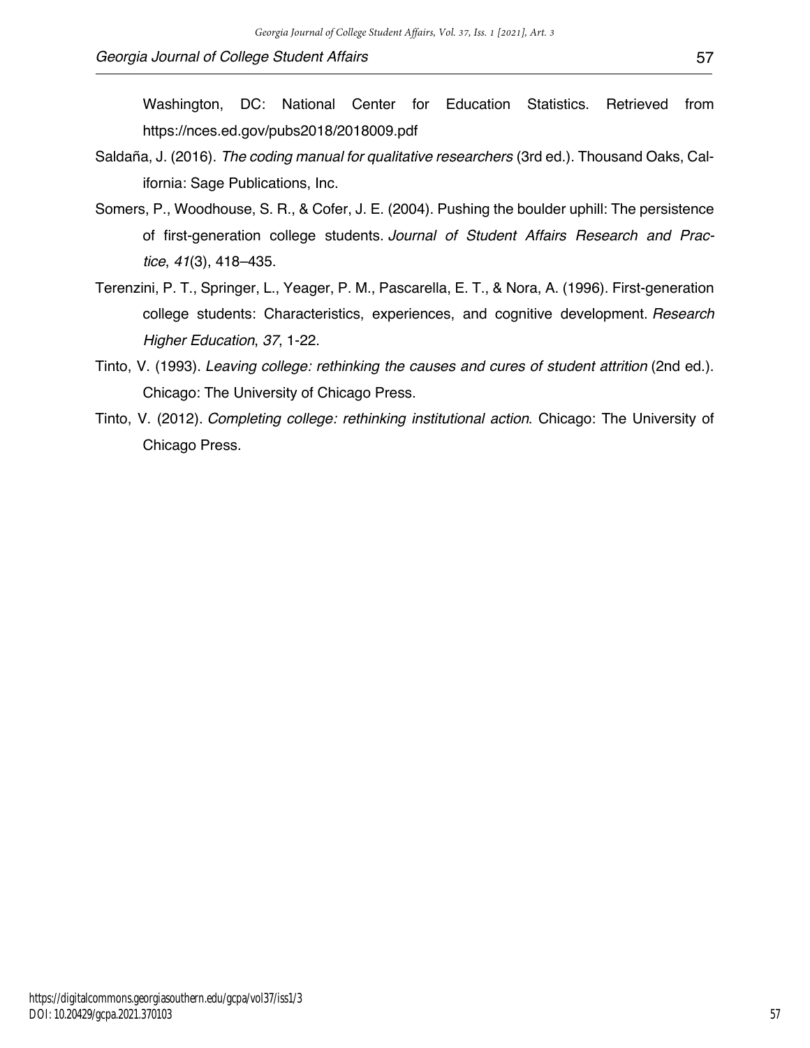Washington, DC: National Center for Education Statistics. Retrieved from https://nces.ed.gov/pubs2018/2018009.pdf

Saldaña, J. (2016). *The coding manual for qualitative researchers* (3rd ed.). Thousand Oaks, California: Sage Publications, Inc.

Somers, P., Woodhouse, S. R., & Cofer, J. E. (2004). Pushing the boulder uphill: The persistence of first-generation college students. *Journal of Student Affairs Research and Practice*, *41*(3), 418–435.

Terenzini, P. T., Springer, L., Yeager, P. M., Pascarella, E. T., & Nora, A. (1996). First-generation college students: Characteristics, experiences, and cognitive development. *Research Higher Education*, *37*, 1-22.

Tinto, V. (1993). *Leaving college: rethinking the causes and cures of student attrition* (2nd ed.). Chicago: The University of Chicago Press.

Tinto, V. (2012). *Completing college: rethinking institutional action*. Chicago: The University of Chicago Press.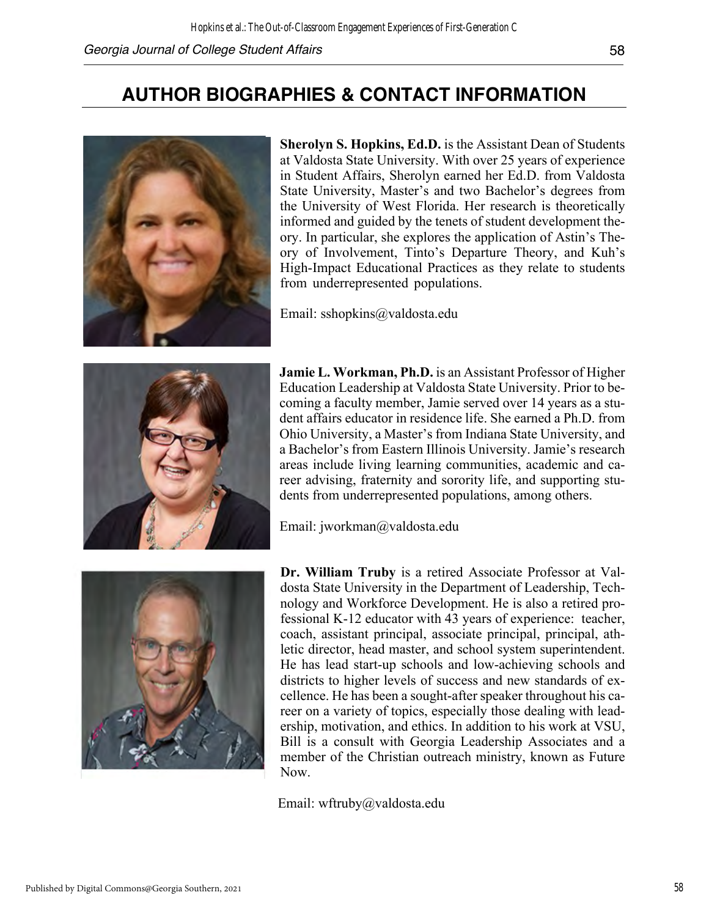# AUTHOR BIOGRAPHIES & CONTACT INFORMATION

**Sherolyn S. Hopkins, Ed.D.** is the Assistant Dean of Students at Valdosta State University. With over 25 years of experience in Student Affairs, Sherolyn earned her Ed.D. from Valdosta State University, Master's and two Bachelor's degrees from the University of West Florida. Her research is theoretically informed and guided by the tenets of student development theory. In particular, she explores the application of Astin's Theory of Involvement, Tinto's Departure Theory, and Kuh's High-Impact Educational Practices as they relate to students from underrepresented populations.

Email: sshopkins@valdosta.edu

**Jamie L. Workman, Ph.D.** is an Assistant Professor of Higher Education Leadership at Valdosta State University. Prior to becoming a faculty member, Jamie served over 14 years as a student affairs educator in residence life. She earned a Ph.D. from Ohio University, a Master's from Indiana State University, and a Bachelor's from Eastern Illinois University. Jamie's research areas include living learning communities, academic and career advising, fraternity and sorority life, and supporting students from underrepresented populations, among others.

Email: jworkman@valdosta.edu

**Dr. William Truby** is a retired Associate Professor at Valdosta State University in the Department of Leadership, Technology and Workforce Development. He is also a retired professional K-12 educator with 43 years of experience: teacher, coach, assistant principal, associate principal, principal, athletic director, head master, and school system superintendent. He has lead start-up schools and low-achieving schools and districts to higher levels of success and new standards of excellence. He has been a sought-after speaker throughout his career on a variety of topics, especially those dealing with leadership, motivation, and ethics. In addition to his work at VSU, Bill is a consult with Georgia Leadership Associates and a member of the Christian outreach ministry, known as Future Now.

Email: wftruby@valdosta.edu